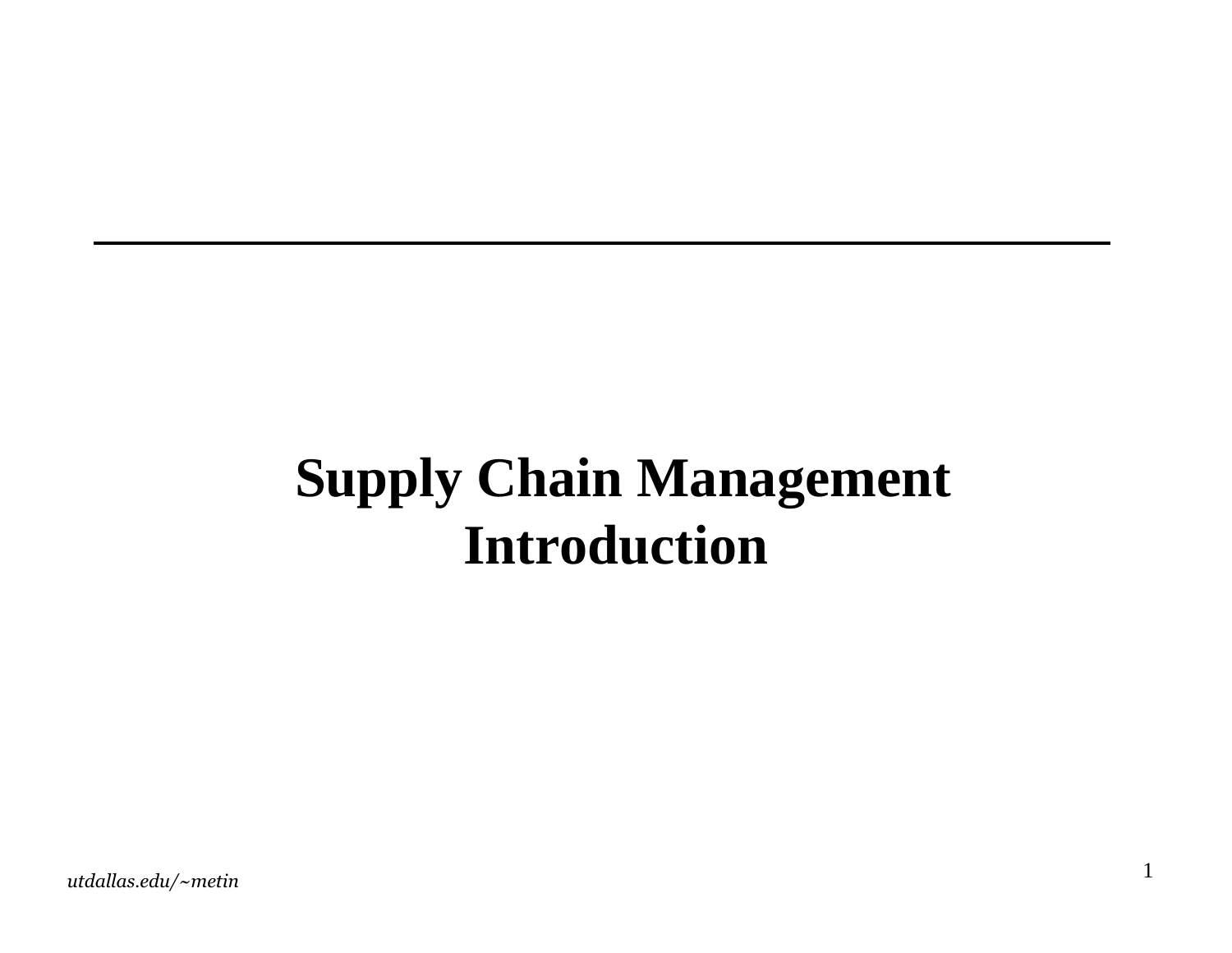# Supply Chain Management Introduction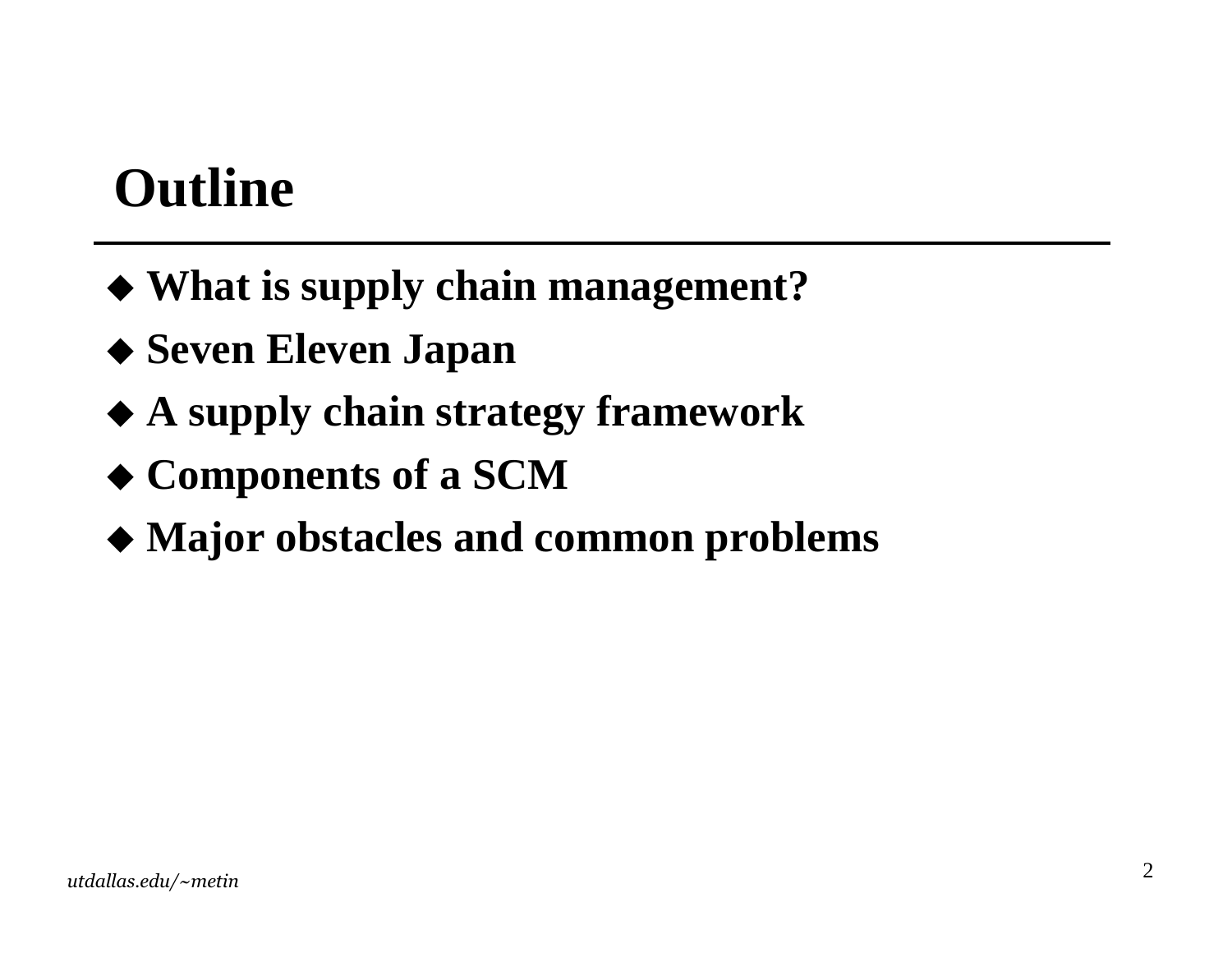# Outline

- **What is supply chain management?**
- **Seven Eleven Japan**
- **A supply chain strategy framework**
- **Components of a SCM**
- **Major obstacles and common problems**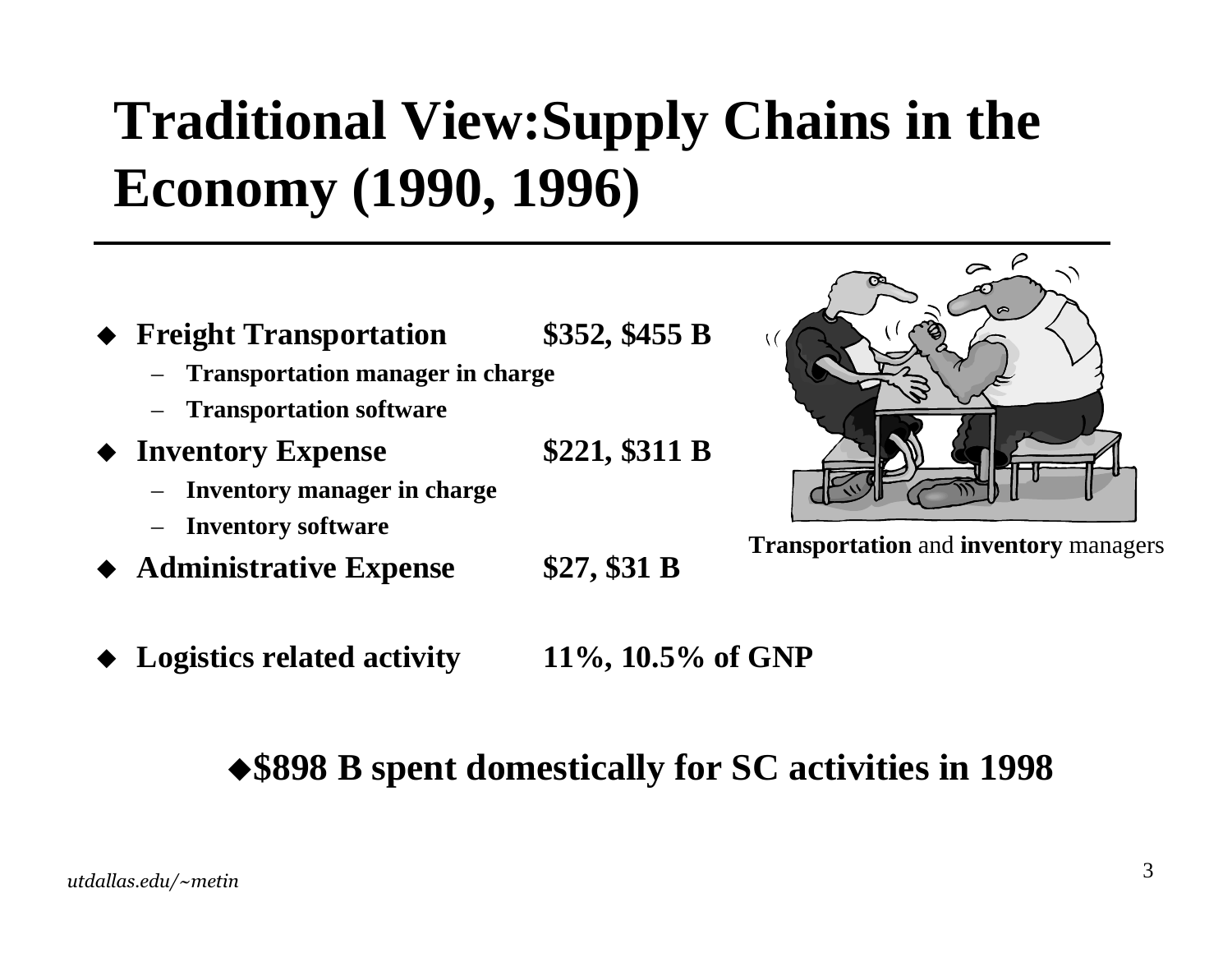# Traditional View:Supply Chains in the Economy (1990, 1996)

- **Freight Transportation** **$352, $455 B**
  - **Transportation manager in charge**
  - **Transportation software**
- **Inventory Expense** **$221, $311 B**
  - **Inventory manager in charge**
  - **Inventory software**
- **Administrative Expense** **$27, $31 B**

- **Logistics related activity** **11%, 10.5% of GNP**

**Transportation** and **inventory** managers

**◆$898 B spent domestically for SC activities in 1998**

*utdallas.edu/~metin*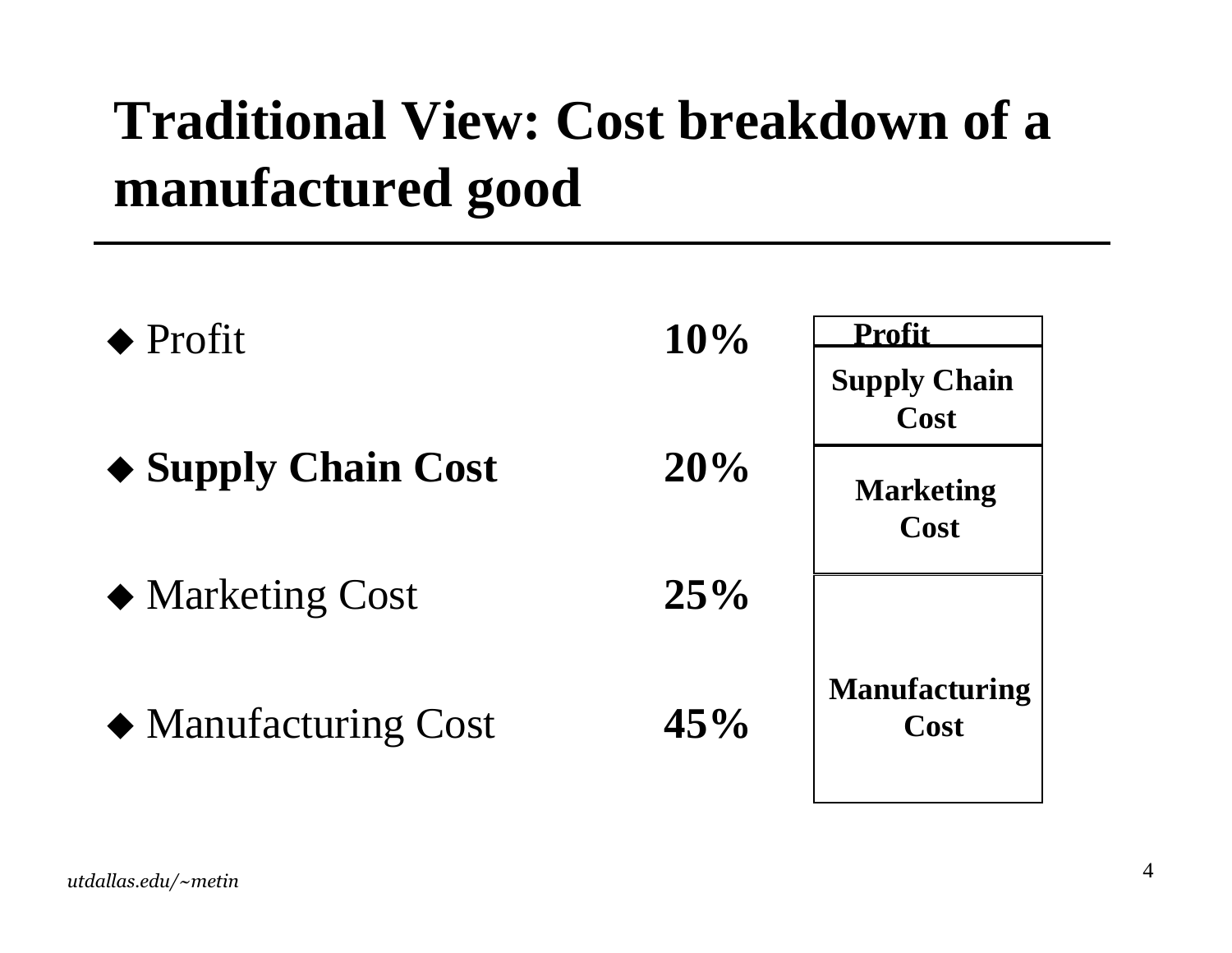# Traditional View: Cost breakdown of a manufactured good

- Profit **10%**
- **Supply Chain Cost** **20%**
- Marketing Cost **25%**
- Manufacturing Cost **45%**

| |
|---|
| **Profit** |
| **Supply Chain Cost** |
| **Marketing Cost** |
| **Manufacturing Cost** |

*utdallas.edu/~metin*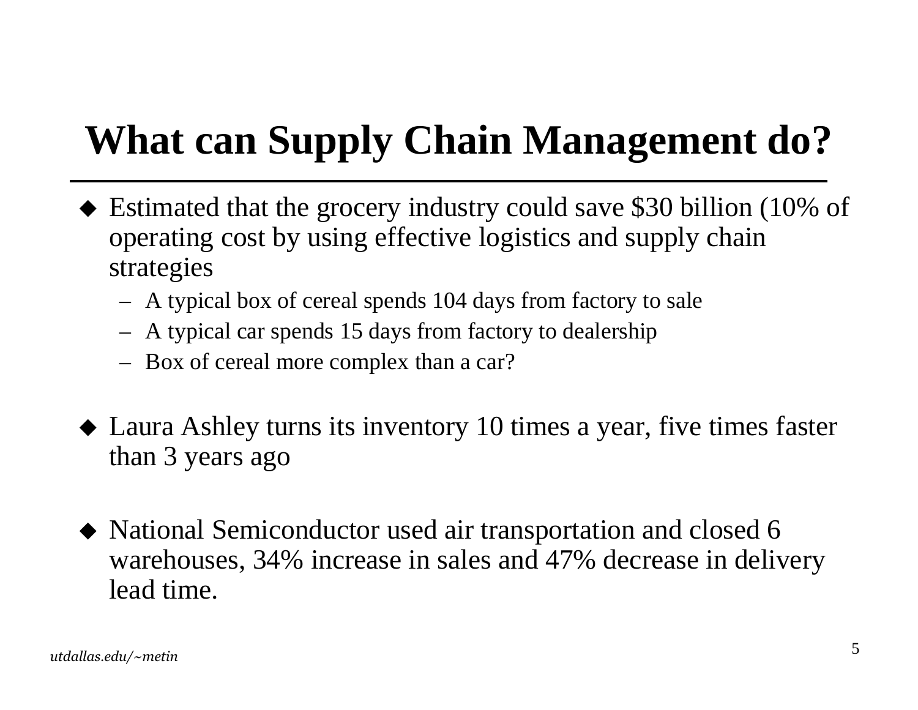# What can Supply Chain Management do?

- Estimated that the grocery industry could save $30 billion (10% of operating cost by using effective logistics and supply chain strategies
  - A typical box of cereal spends 104 days from factory to sale
  - A typical car spends 15 days from factory to dealership
  - Box of cereal more complex than a car?

- Laura Ashley turns its inventory 10 times a year, five times faster than 3 years ago

- National Semiconductor used air transportation and closed 6 warehouses, 34% increase in sales and 47% decrease in delivery lead time.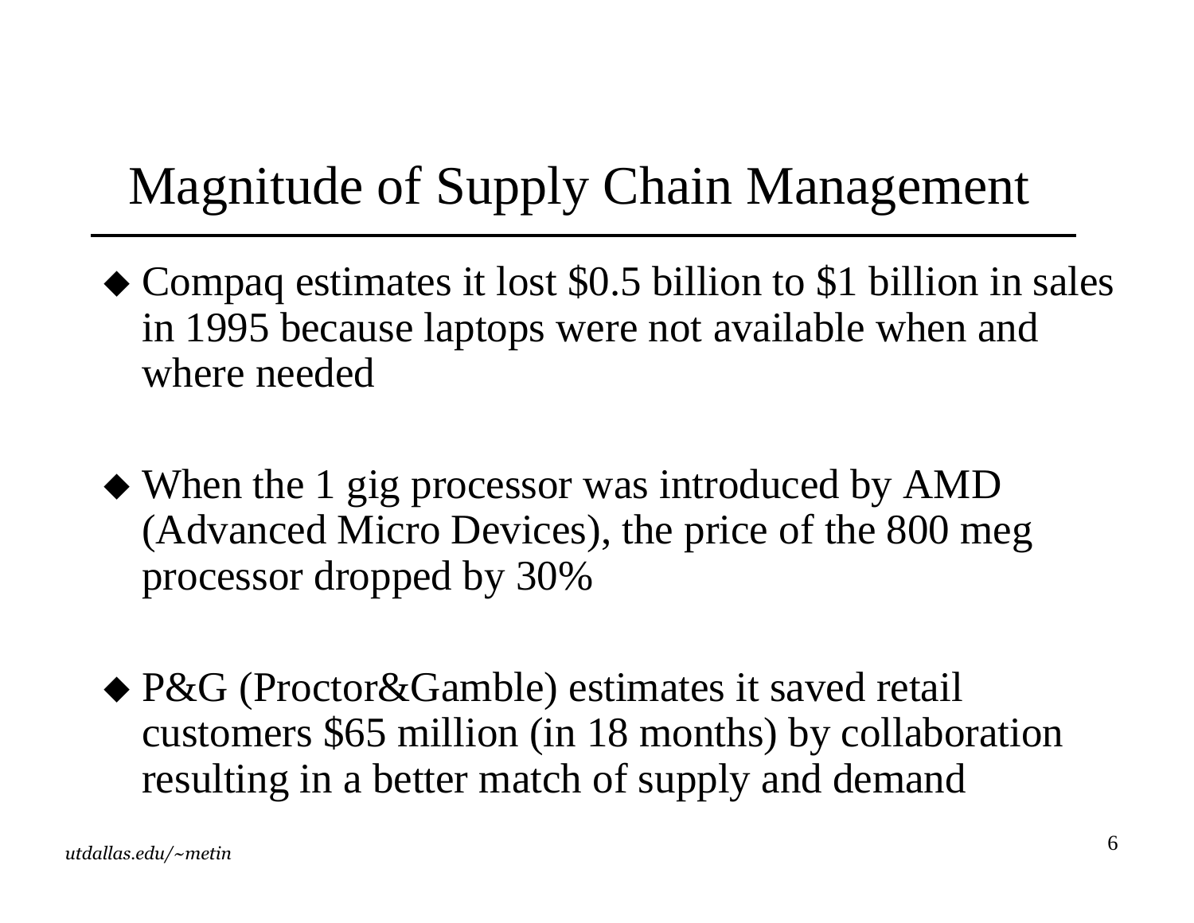# Magnitude of Supply Chain Management

- Compaq estimates it lost $0.5 billion to $1 billion in sales in 1995 because laptops were not available when and where needed

- When the 1 gig processor was introduced by AMD (Advanced Micro Devices), the price of the 800 meg processor dropped by 30%

- P&G (Proctor&Gamble) estimates it saved retail customers $65 million (in 18 months) by collaboration resulting in a better match of supply and demand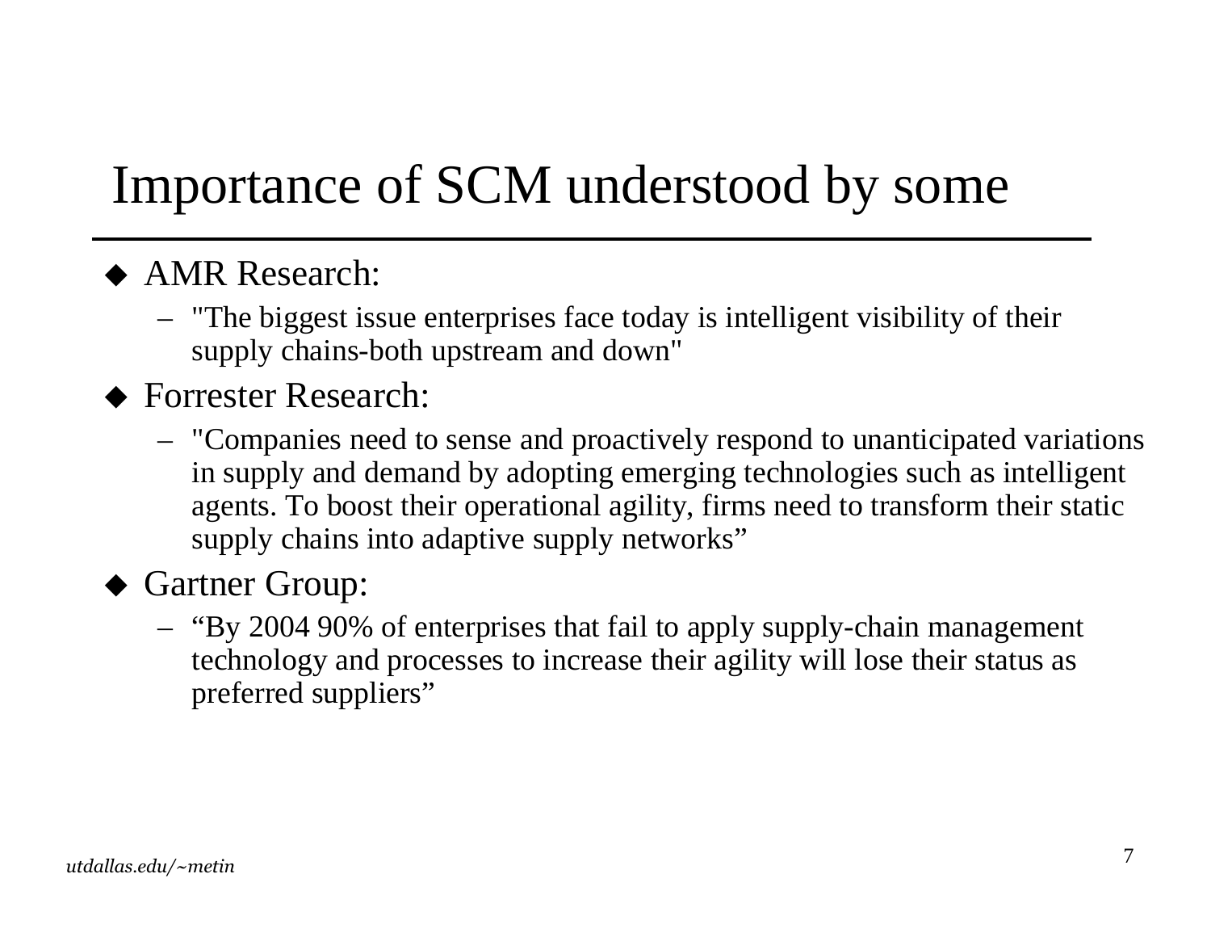# Importance of SCM understood by some

- AMR Research:
  - "The biggest issue enterprises face today is intelligent visibility of their supply chains-both upstream and down"
- Forrester Research:
  - "Companies need to sense and proactively respond to unanticipated variations in supply and demand by adopting emerging technologies such as intelligent agents. To boost their operational agility, firms need to transform their static supply chains into adaptive supply networks"
- Gartner Group:
  - "By 2004 90% of enterprises that fail to apply supply-chain management technology and processes to increase their agility will lose their status as preferred suppliers"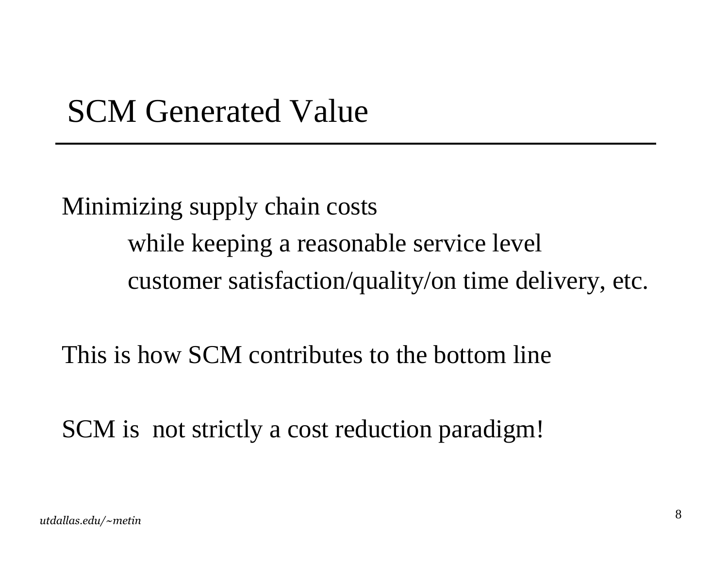# SCM Generated Value

Minimizing supply chain costs

while keeping a reasonable service level

customer satisfaction/quality/on time delivery, etc.

This is how SCM contributes to the bottom line

SCM is not strictly a cost reduction paradigm!

*utdallas.edu/~metin*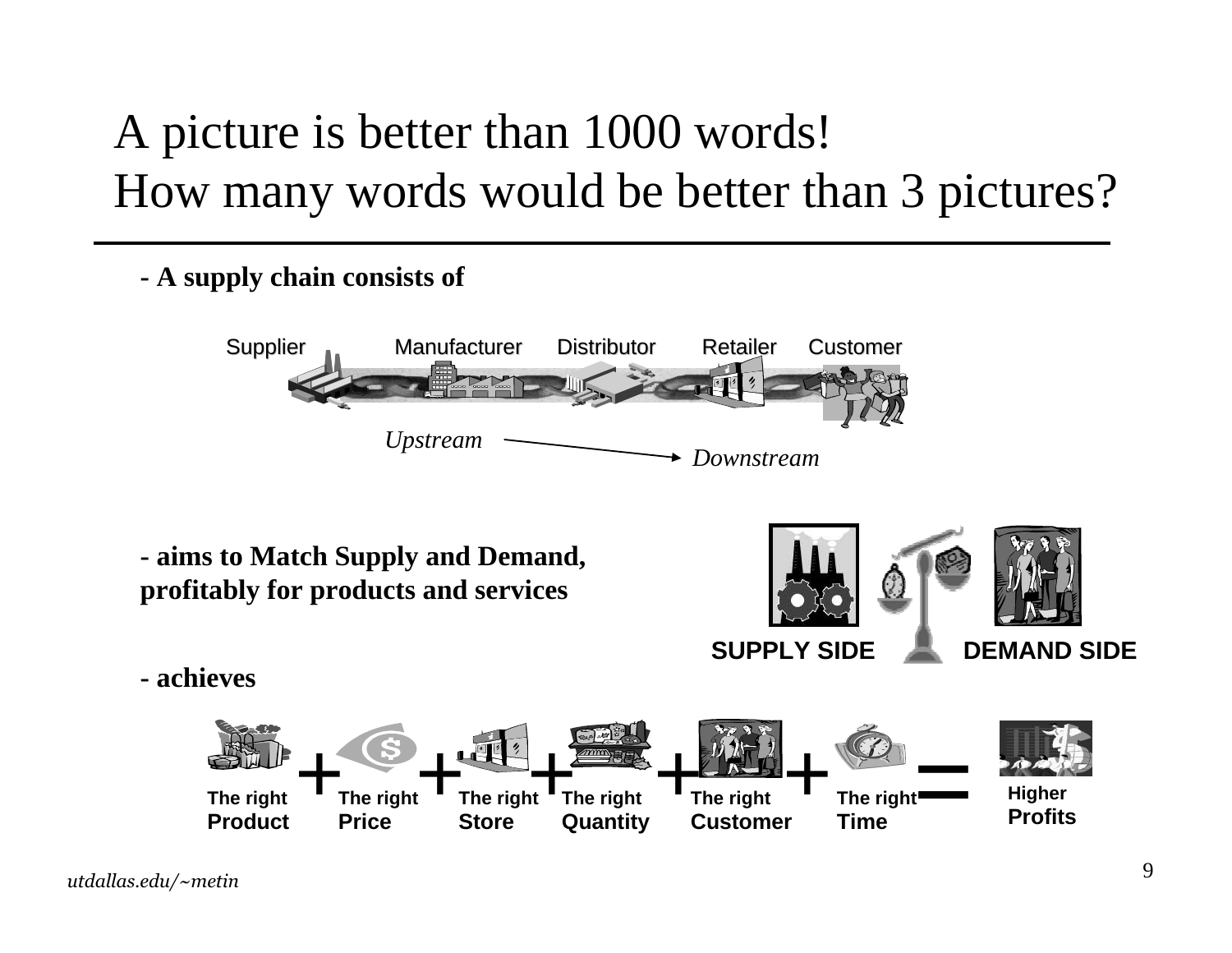# A picture is better than 1000 words!
# How many words would be better than 3 pictures?

**- A supply chain consists of**

Supplier Manufacturer Distributor Retailer Customer

*Upstream* → *Downstream*

**- aims to Match Supply and Demand, profitably for products and services**

**SUPPLY SIDE** **DEMAND SIDE**

**- achieves**

The right **Product** + The right **Price** + The right **Store** + The right **Quantity** + The right **Customer** + The right **Time** = Higher **Profits**

*utdallas.edu/~metin*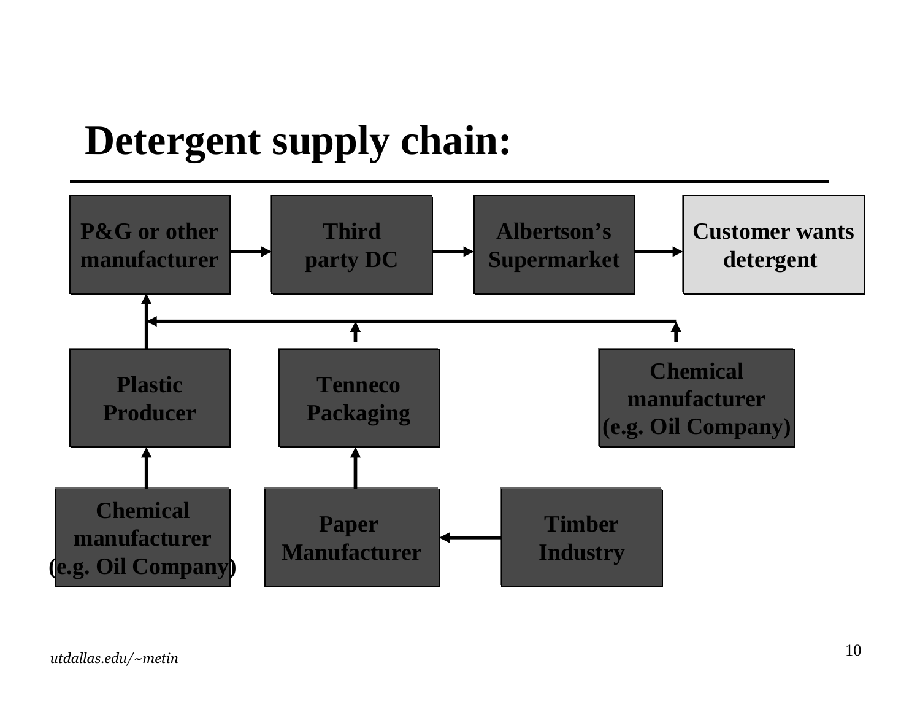# Detergent supply chain:

P&G or other manufacturer → Third party DC → Albertson's Supermarket → Customer wants detergent

Plastic Producer → P&G or other manufacturer

Tenneco Packaging → P&G or other manufacturer

Chemical manufacturer (e.g. Oil Company) → P&G or other manufacturer

Chemical manufacturer (e.g. Oil Company) → Plastic Producer

Paper Manufacturer → Tenneco Packaging

Timber Industry → Paper Manufacturer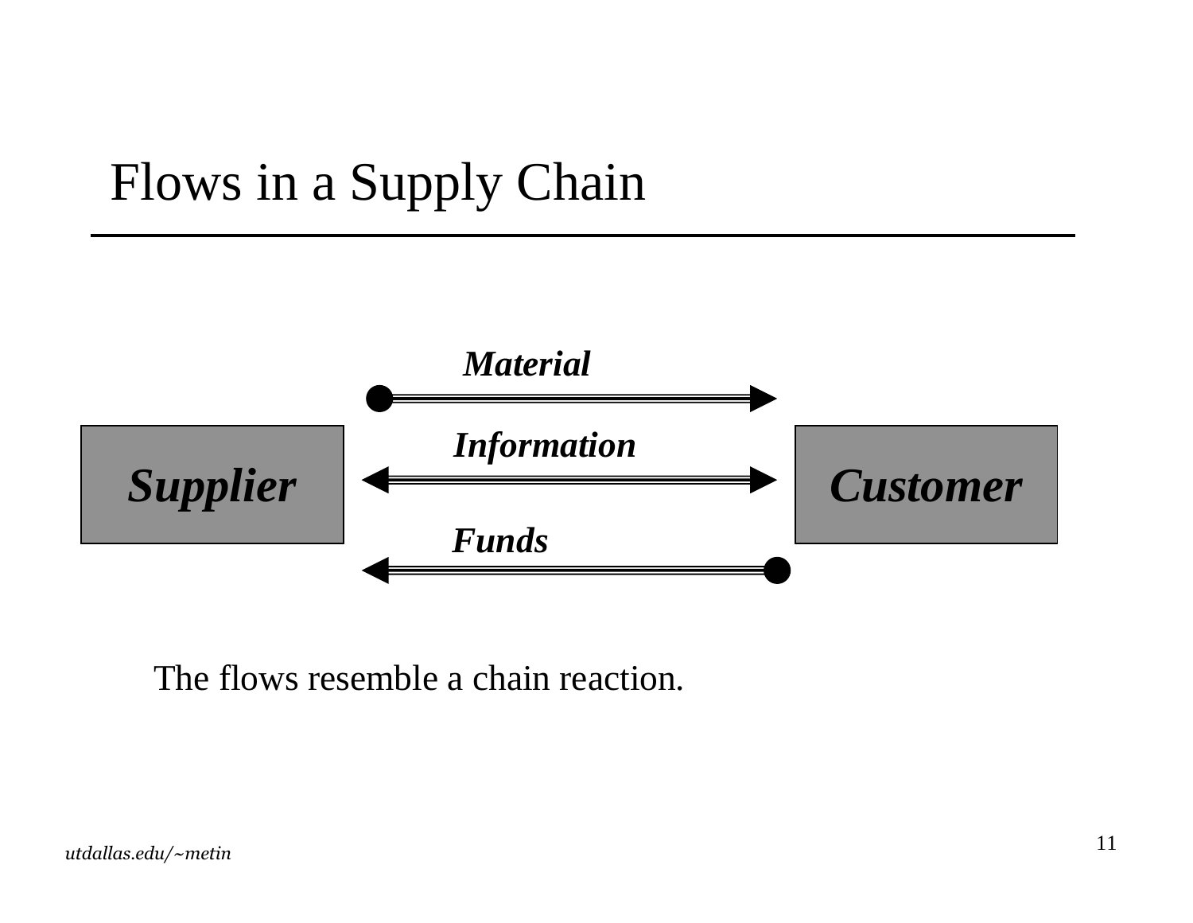# Flows in a Supply Chain

**Supplier**

***Material***

***Information***

***Funds***

**Customer**

The flows resemble a chain reaction.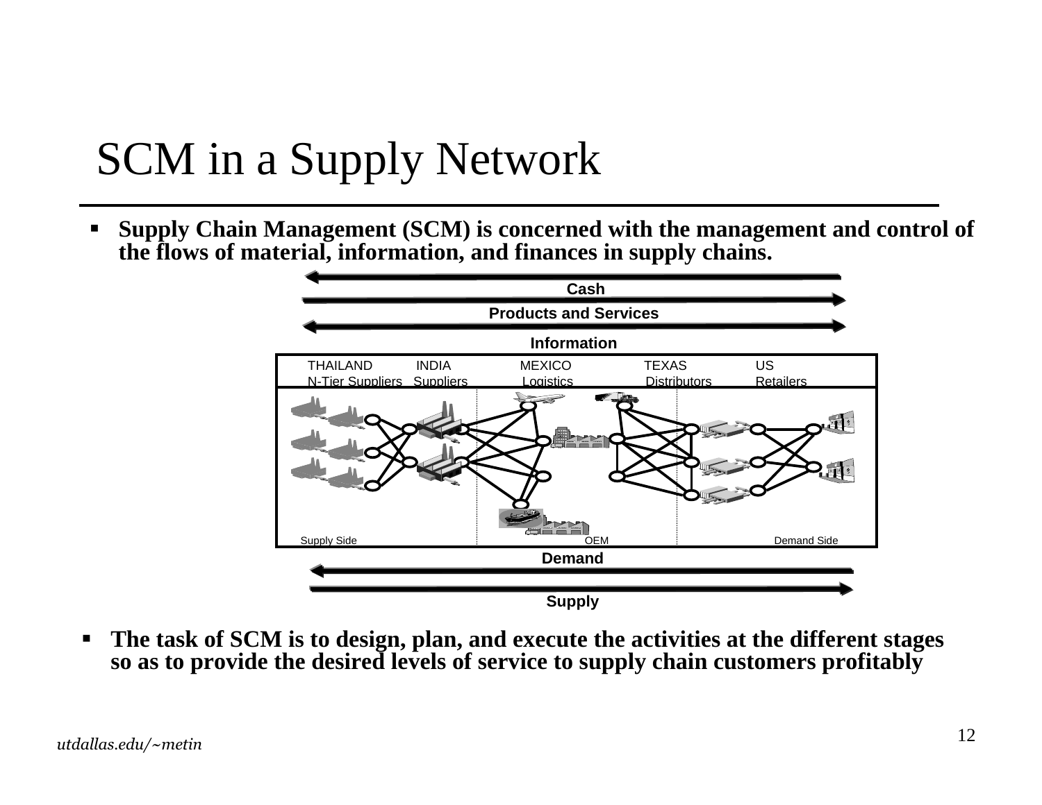# SCM in a Supply Network

- **Supply Chain Management (SCM) is concerned with the management and control of the flows of material, information, and finances in supply chains.**

Cash

Products and Services

Information

THAILAND N-Tier Suppliers | INDIA Suppliers | MEXICO Logistics | TEXAS Distributors | US Retailers

Supply Side | OEM | Demand Side

Demand

Supply

- **The task of SCM is to design, plan, and execute the activities at the different stages so as to provide the desired levels of service to supply chain customers profitably**

*utdallas.edu/~metin*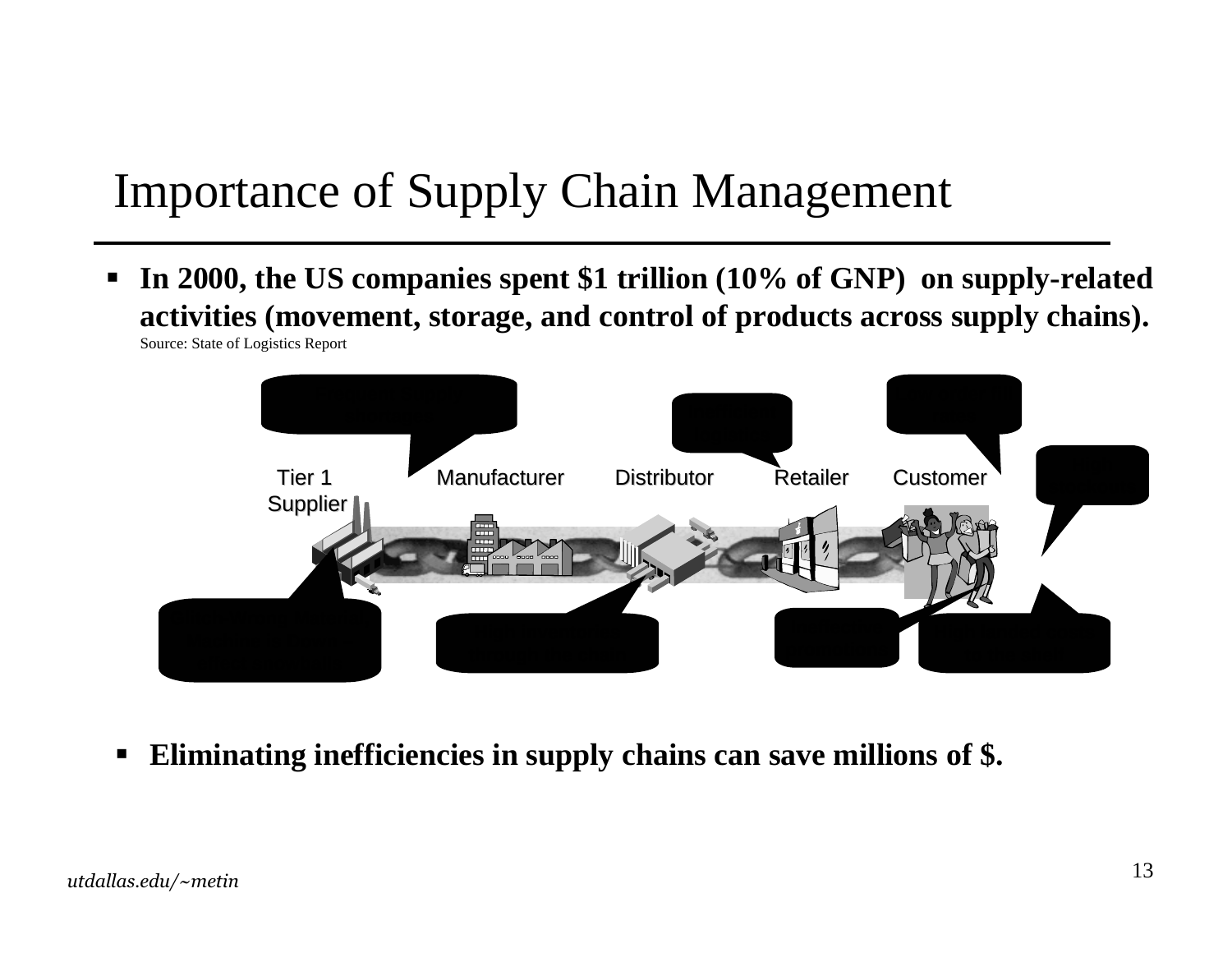# Importance of Supply Chain Management

- **In 2000, the US companies spent $1 trillion (10% of GNP) on supply-related activities (movement, storage, and control of products across supply chains).**
  Source: State of Logistics Report

Tier 1 Supplier | Manufacturer | Distributor | Retailer | Customer

- **Eliminating inefficiencies in supply chains can save millions of $.**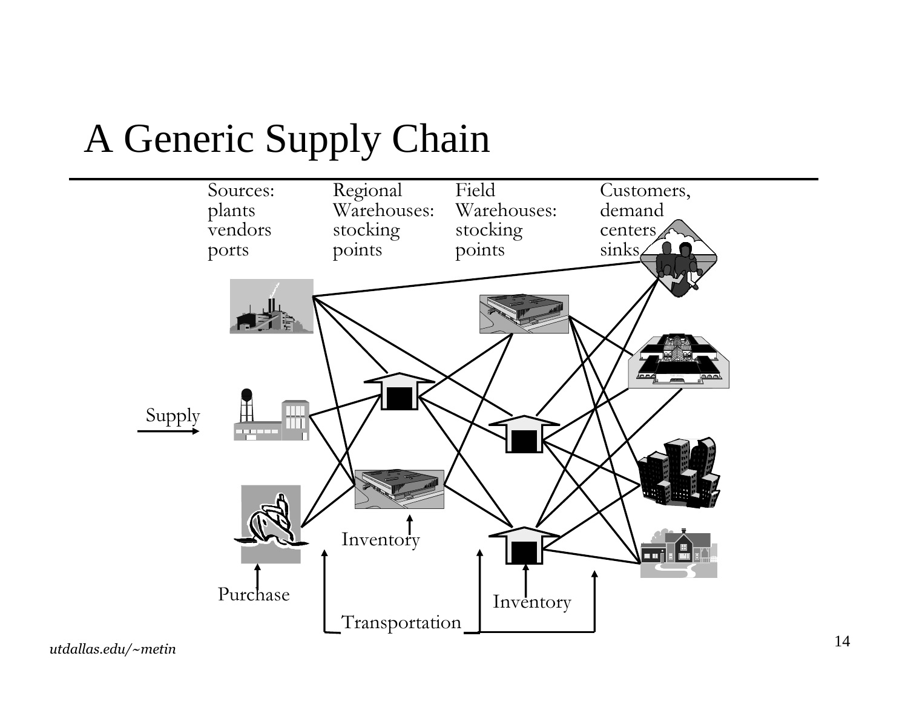# A Generic Supply Chain

Sources: plants vendors ports

Regional Warehouses: stocking points

Field Warehouses: stocking points

Customers, demand centers sinks

Supply

Inventory

Purchase

Transportation

Inventory

*utdallas.edu/~metin*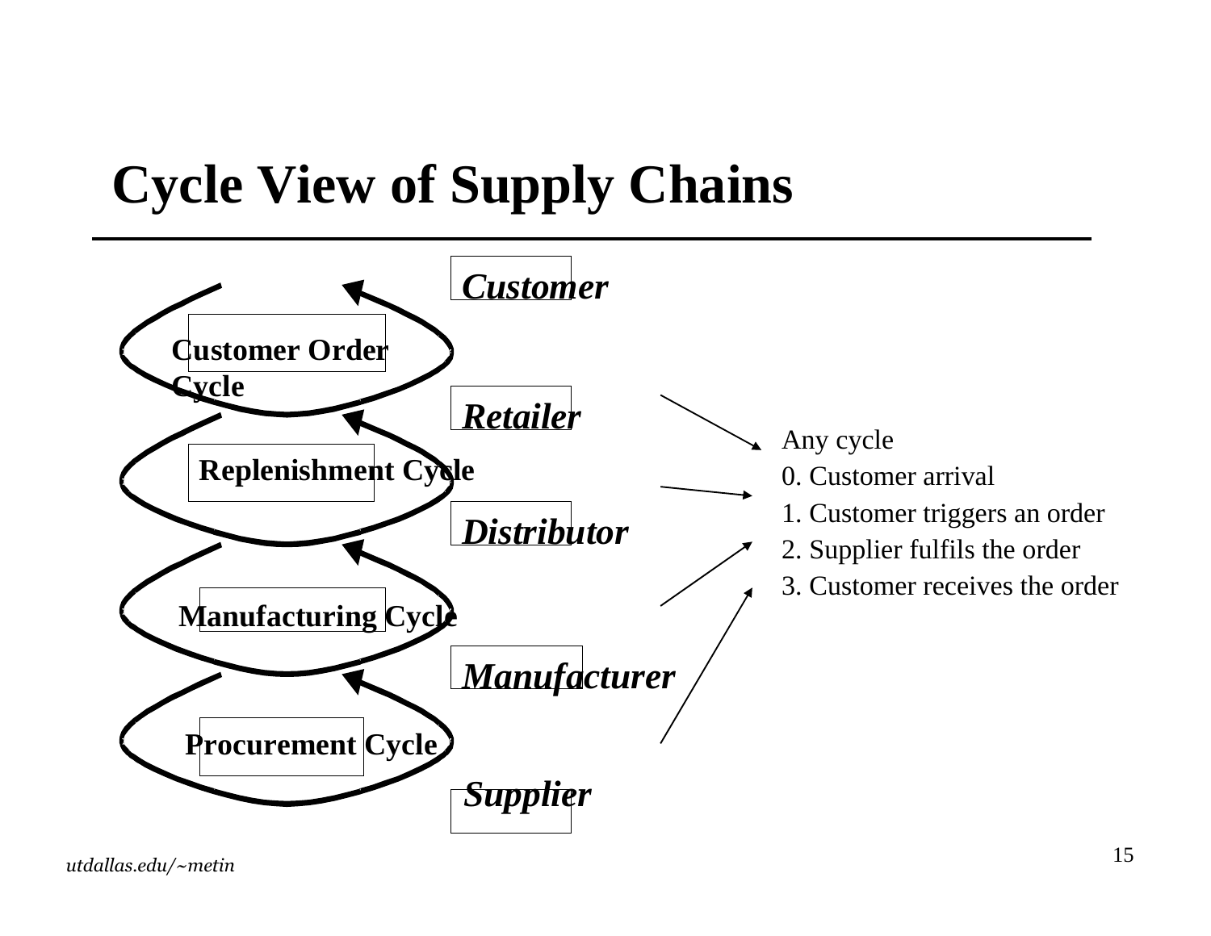# Cycle View of Supply Chains

*Customer*

Customer Order Cycle

*Retailer*

Replenishment Cycle

*Distributor*

Manufacturing Cycle

*Manufacturer*

Procurement Cycle

*Supplier*

Any cycle

0. Customer arrival
1. Customer triggers an order
2. Supplier fulfils the order
3. Customer receives the order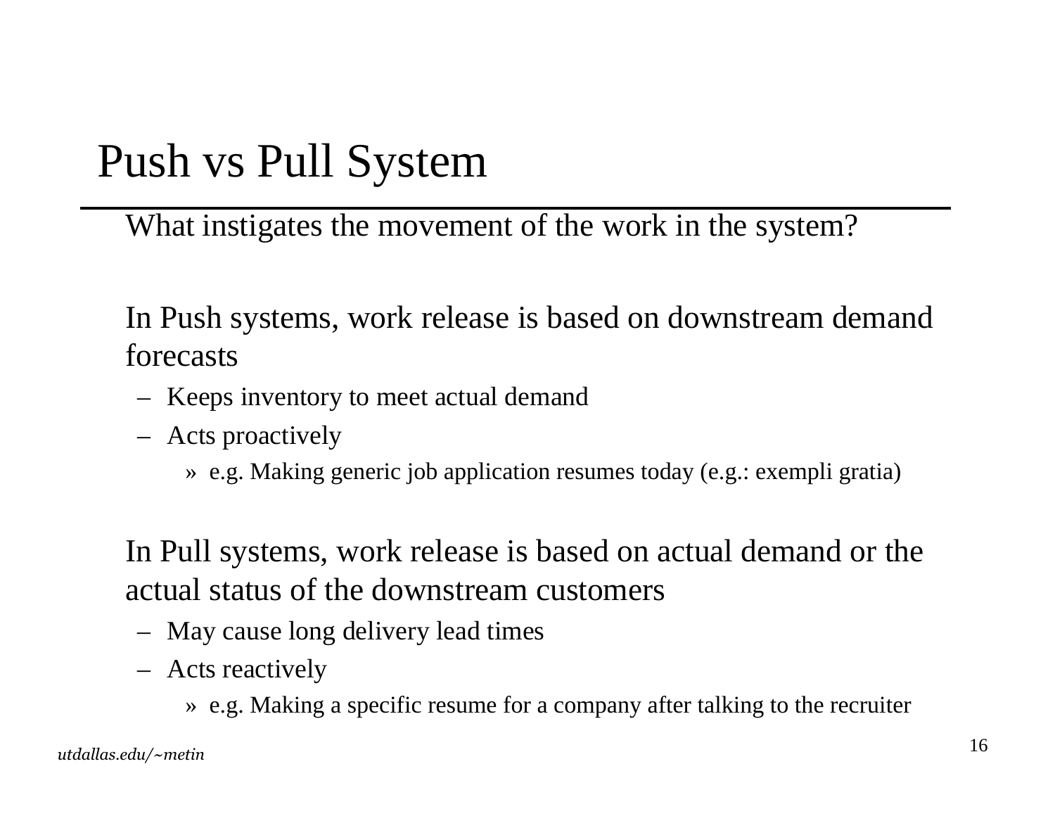# Push vs Pull System

What instigates the movement of the work in the system?

In Push systems, work release is based on downstream demand forecasts

- Keeps inventory to meet actual demand
- Acts proactively
  - e.g. Making generic job application resumes today (e.g.: exempli gratia)

In Pull systems, work release is based on actual demand or the actual status of the downstream customers

- May cause long delivery lead times
- Acts reactively
  - e.g. Making a specific resume for a company after talking to the recruiter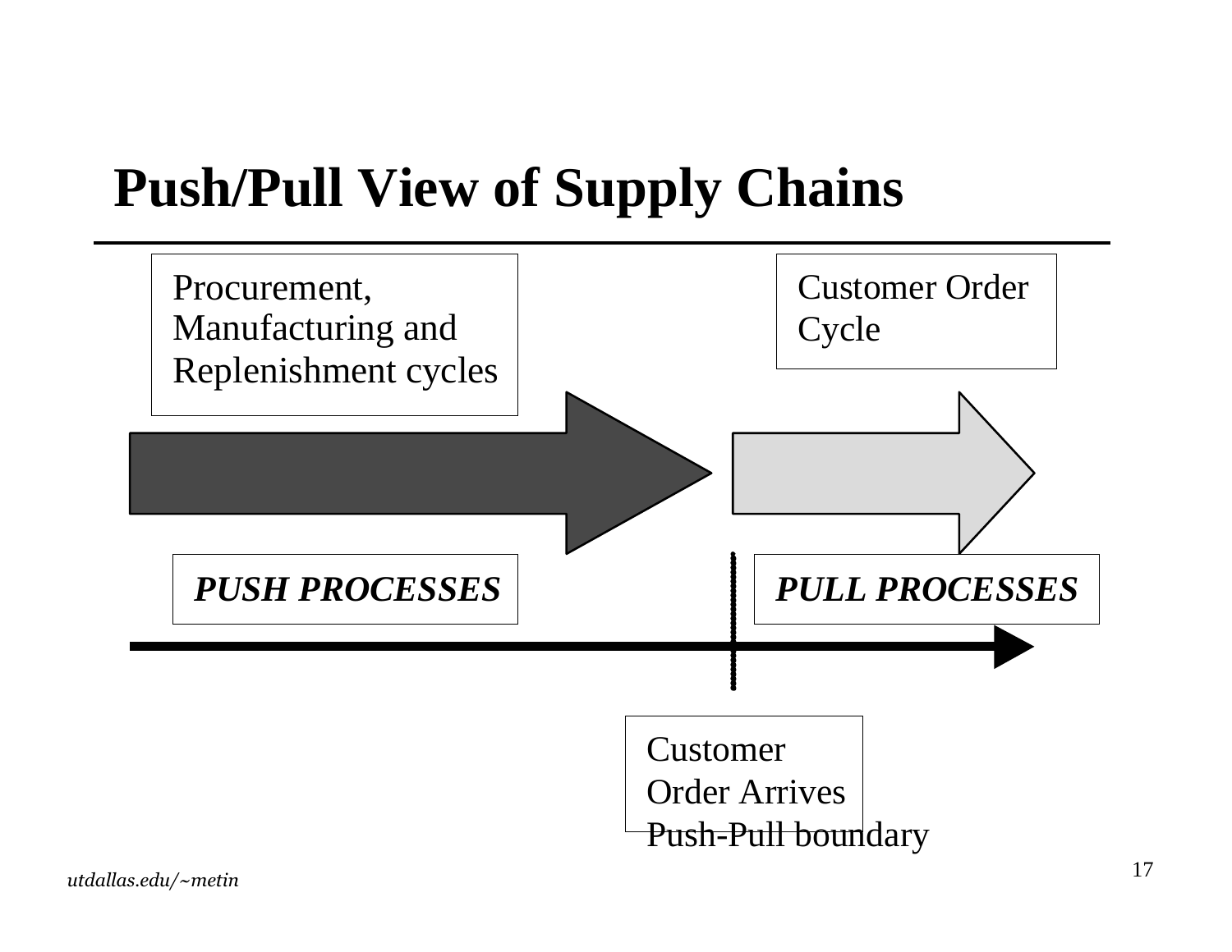# Push/Pull View of Supply Chains

Procurement, Manufacturing and Replenishment cycles

Customer Order Cycle

***PUSH PROCESSES***

***PULL PROCESSES***

Customer Order Arrives
Push-Pull boundary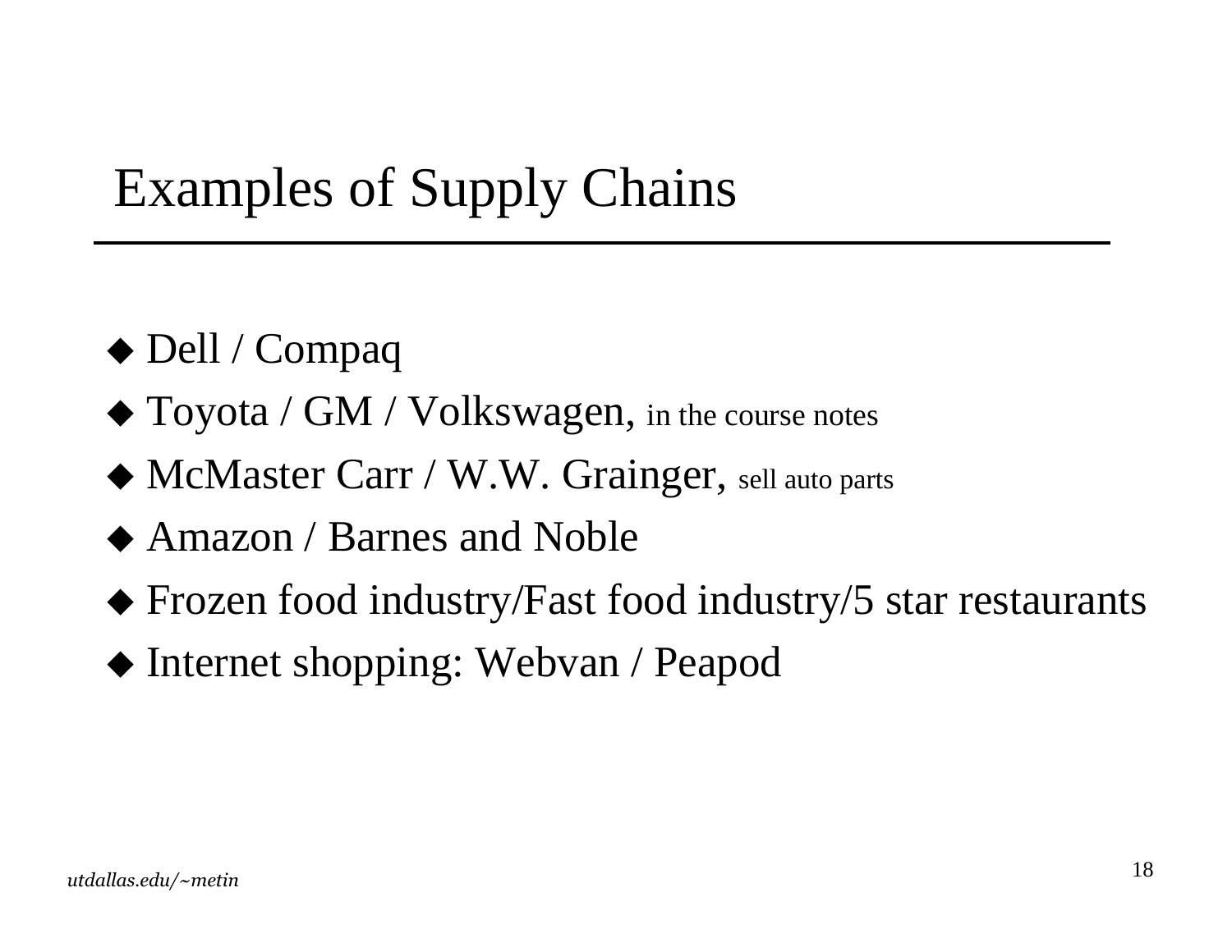# Examples of Supply Chains

- Dell / Compaq
- Toyota / GM / Volkswagen, in the course notes
- McMaster Carr / W.W. Grainger, sell auto parts
- Amazon / Barnes and Noble
- Frozen food industry/Fast food industry/5 star restaurants
- Internet shopping: Webvan / Peapod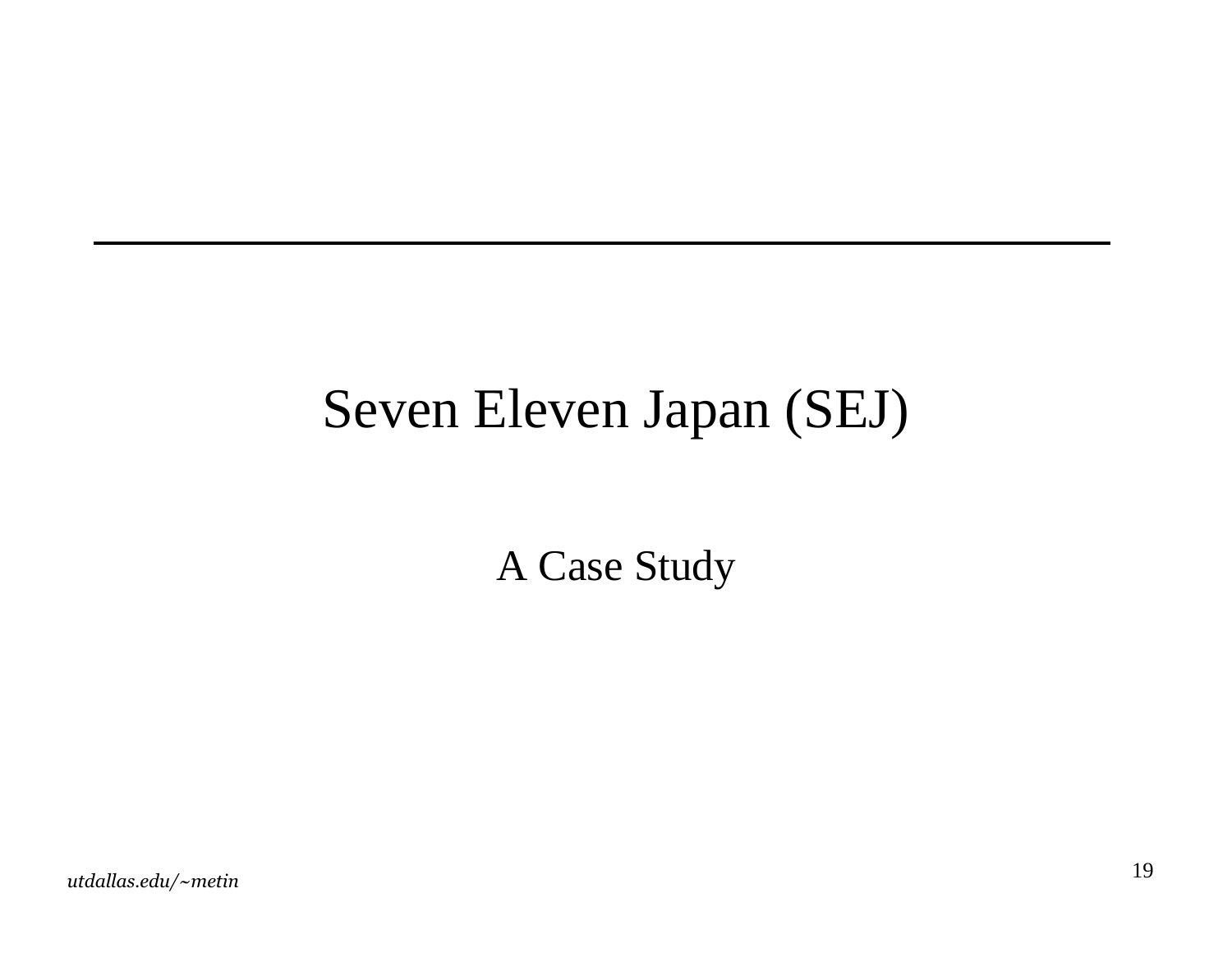# Seven Eleven Japan (SEJ)

A Case Study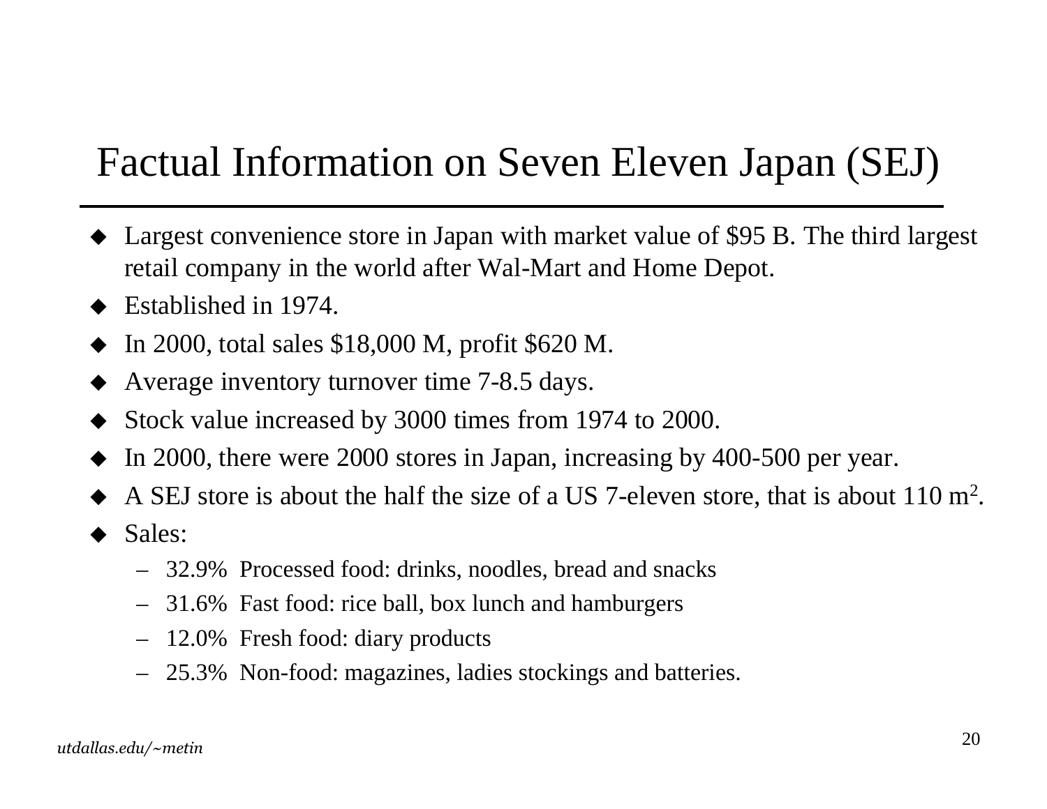# Factual Information on Seven Eleven Japan (SEJ)

- Largest convenience store in Japan with market value of $95 B. The third largest retail company in the world after Wal-Mart and Home Depot.
- Established in 1974.
- In 2000, total sales $18,000 M, profit $620 M.
- Average inventory turnover time 7-8.5 days.
- Stock value increased by 3000 times from 1974 to 2000.
- In 2000, there were 2000 stores in Japan, increasing by 400-500 per year.
- A SEJ store is about the half the size of a US 7-eleven store, that is about 110 $m^2$.
- Sales:
  - 32.9% Processed food: drinks, noodles, bread and snacks
  - 31.6% Fast food: rice ball, box lunch and hamburgers
  - 12.0% Fresh food: diary products
  - 25.3% Non-food: magazines, ladies stockings and batteries.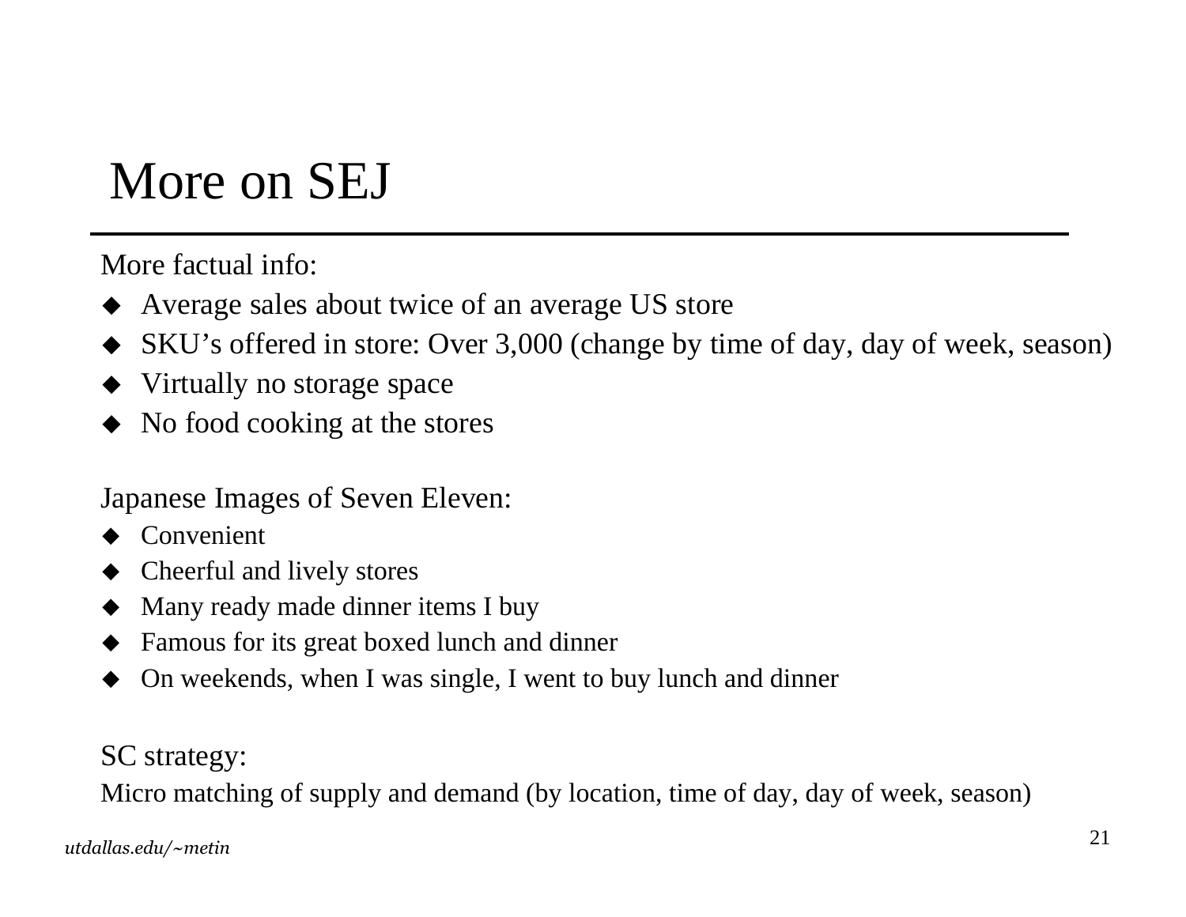# More on SEJ

More factual info:

- Average sales about twice of an average US store
- SKU's offered in store: Over 3,000 (change by time of day, day of week, season)
- Virtually no storage space
- No food cooking at the stores

Japanese Images of Seven Eleven:

- Convenient
- Cheerful and lively stores
- Many ready made dinner items I buy
- Famous for its great boxed lunch and dinner
- On weekends, when I was single, I went to buy lunch and dinner

SC strategy:

Micro matching of supply and demand (by location, time of day, day of week, season)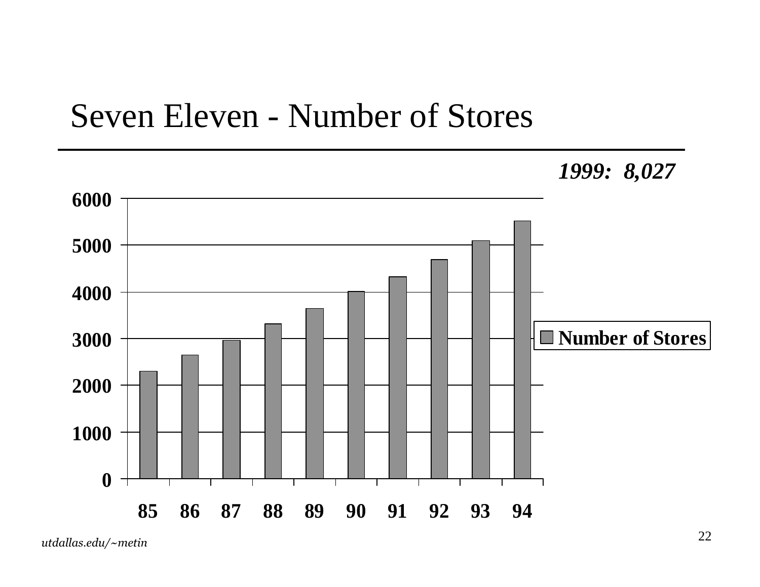# Seven Eleven - Number of Stores

***1999: 8,027***

**Number of Stores** (y-axis: 0–6000; x-axis years: 85, 86, 87, 88, 89, 90, 91, 92, 93, 94)

*utdallas.edu/~metin*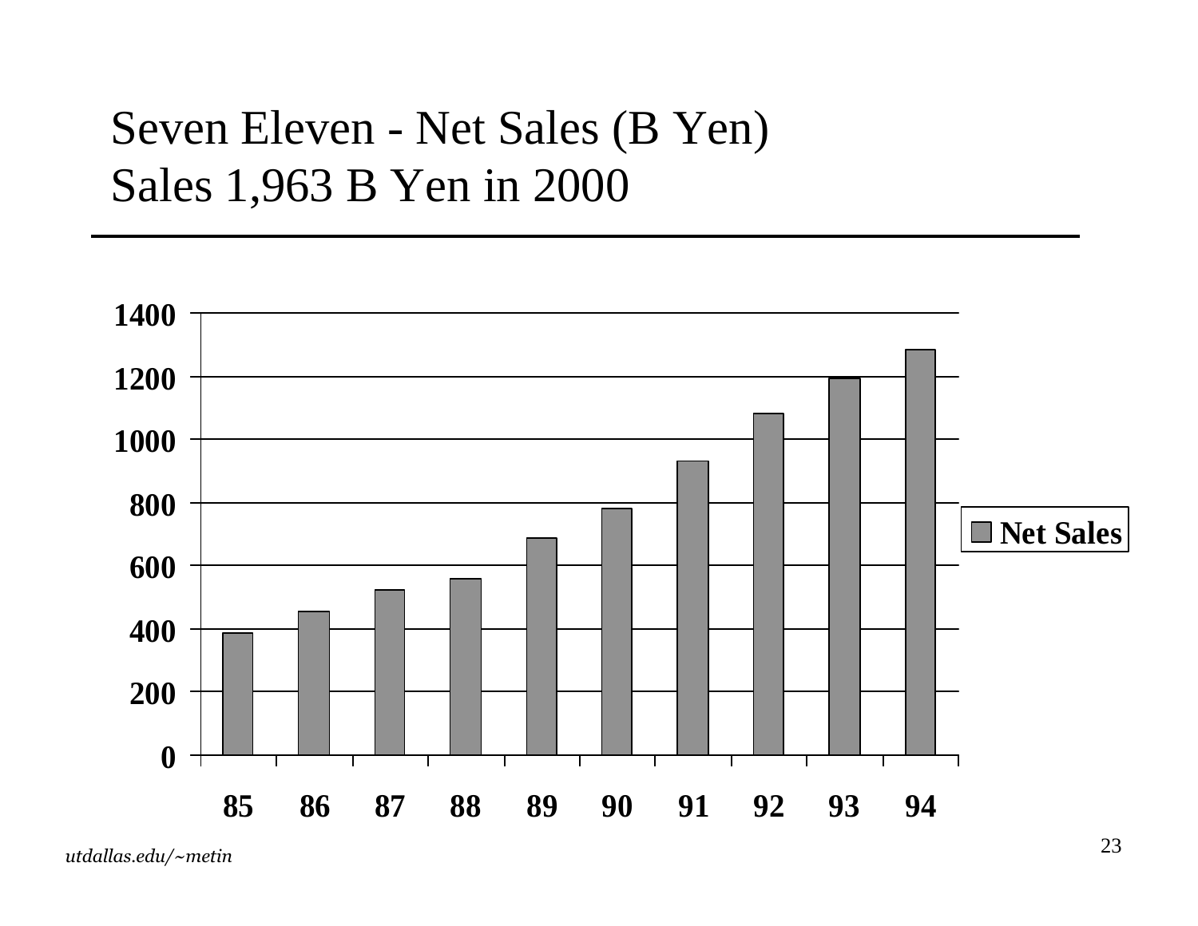# Seven Eleven - Net Sales (B Yen)
# Sales 1,963 B Yen in 2000

| Year | Net Sales |
| --- | --- |
| 85 | ~385 |
| 86 | ~455 |
| 87 | ~520 |
| 88 | ~560 |
| 89 | ~685 |
| 90 | ~780 |
| 91 | ~930 |
| 92 | ~1080 |
| 93 | ~1195 |
| 94 | ~1285 |

*utdallas.edu/~metin*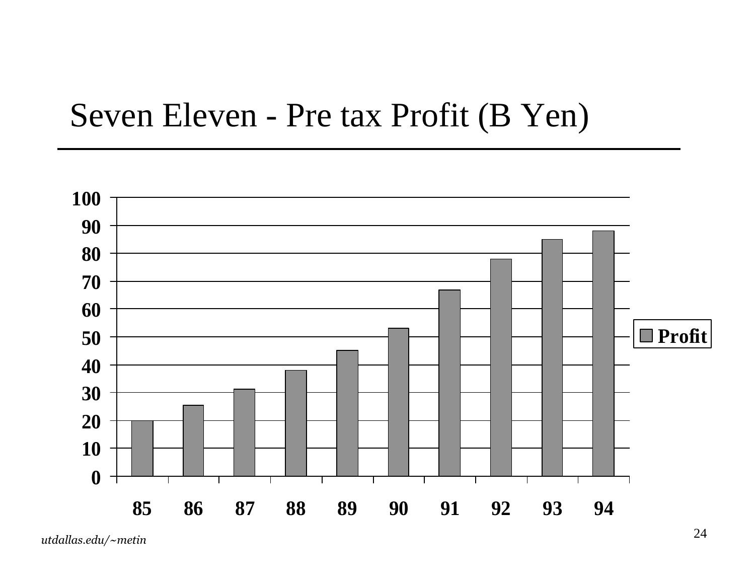# Seven Eleven - Pre tax Profit (B Yen)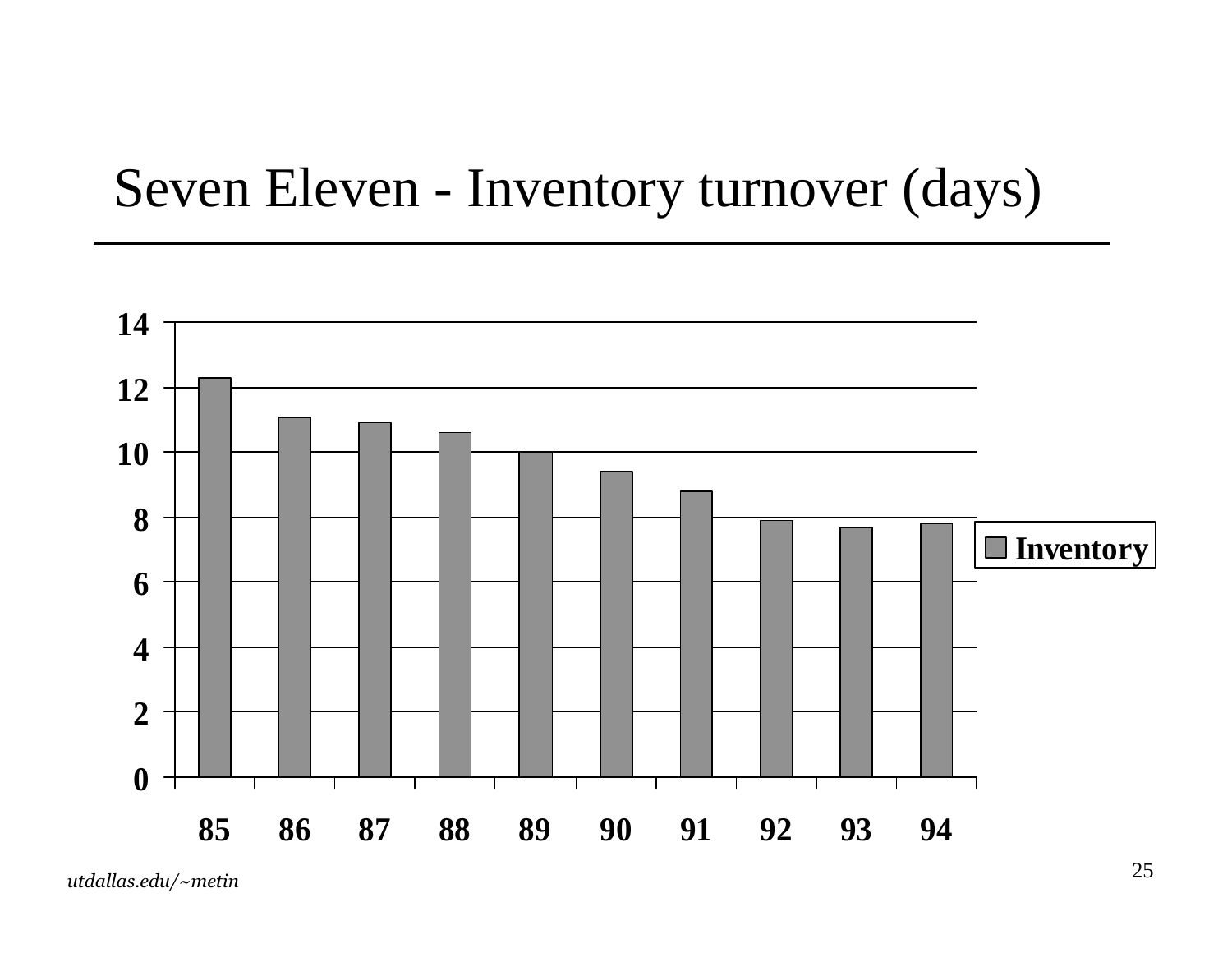# Seven Eleven - Inventory turnover (days)

| Year | Inventory |
|---|---|
| 85 | 12.3 |
| 86 | 11.1 |
| 87 | 10.9 |
| 88 | 10.6 |
| 89 | 10 |
| 90 | 9.4 |
| 91 | 8.8 |
| 92 | 7.9 |
| 93 | 7.7 |
| 94 | 7.8 |

*utdallas.edu/~metin*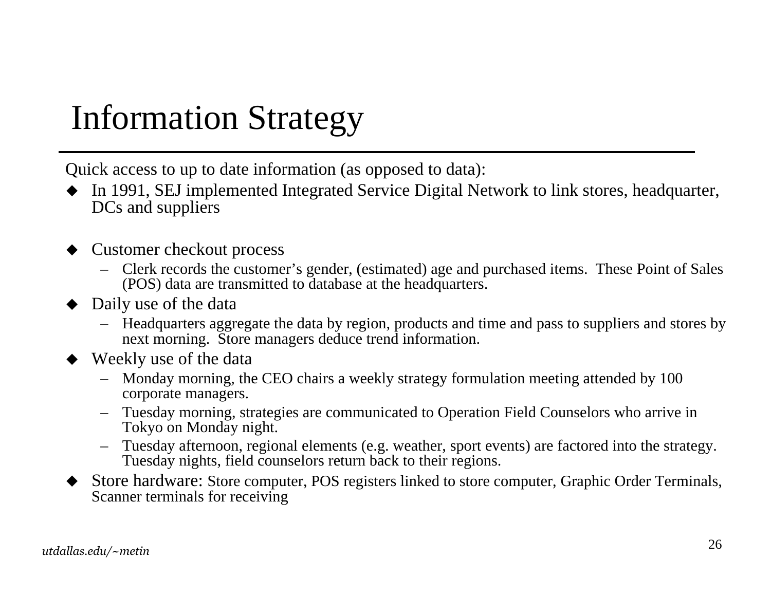# Information Strategy

Quick access to up to date information (as opposed to data):

- In 1991, SEJ implemented Integrated Service Digital Network to link stores, headquarter, DCs and suppliers

- Customer checkout process
  - Clerk records the customer’s gender, (estimated) age and purchased items. These Point of Sales (POS) data are transmitted to database at the headquarters.
- Daily use of the data
  - Headquarters aggregate the data by region, products and time and pass to suppliers and stores by next morning. Store managers deduce trend information.
- Weekly use of the data
  - Monday morning, the CEO chairs a weekly strategy formulation meeting attended by 100 corporate managers.
  - Tuesday morning, strategies are communicated to Operation Field Counselors who arrive in Tokyo on Monday night.
  - Tuesday afternoon, regional elements (e.g. weather, sport events) are factored into the strategy. Tuesday nights, field counselors return back to their regions.
- Store hardware: Store computer, POS registers linked to store computer, Graphic Order Terminals, Scanner terminals for receiving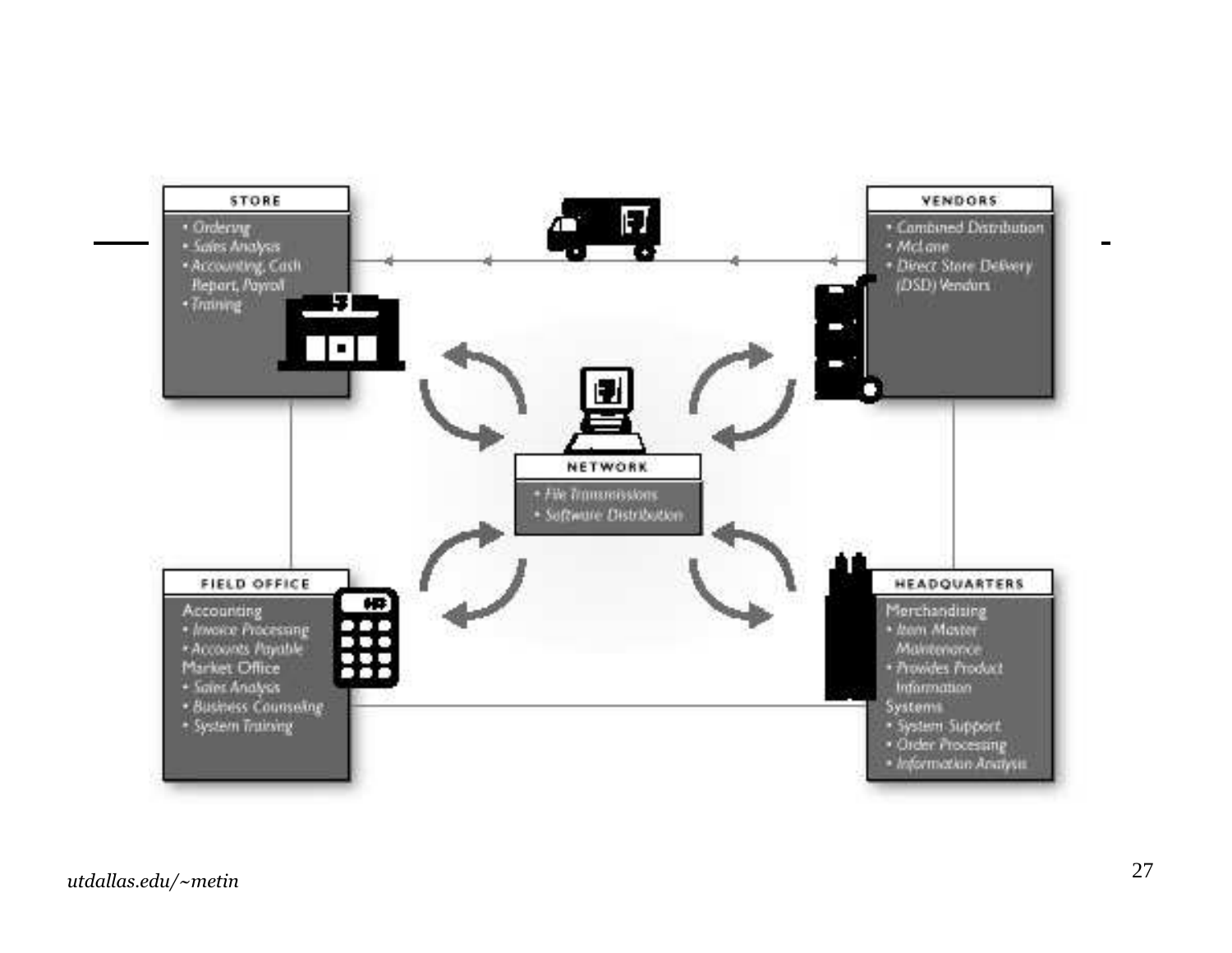**STORE**

- Ordering
- Sales Analysis
- Accounting, Cash Report, Payroll
- Training

**VENDORS**

- Combined Distribution
- McLane
- Direct Store Delivery (DSD) Vendors

**NETWORK**

- File Transmissions
- Software Distribution

**FIELD OFFICE**

Accounting

- Invoice Processing
- Accounts Payable

Market Office

- Sales Analysis
- Business Counseling
- System Training

**HEADQUARTERS**

Merchandising

- Item Master Maintenance
- Provides Product Information

Systems

- System Support
- Order Processing
- Information Analysis

*utdallas.edu/~metin*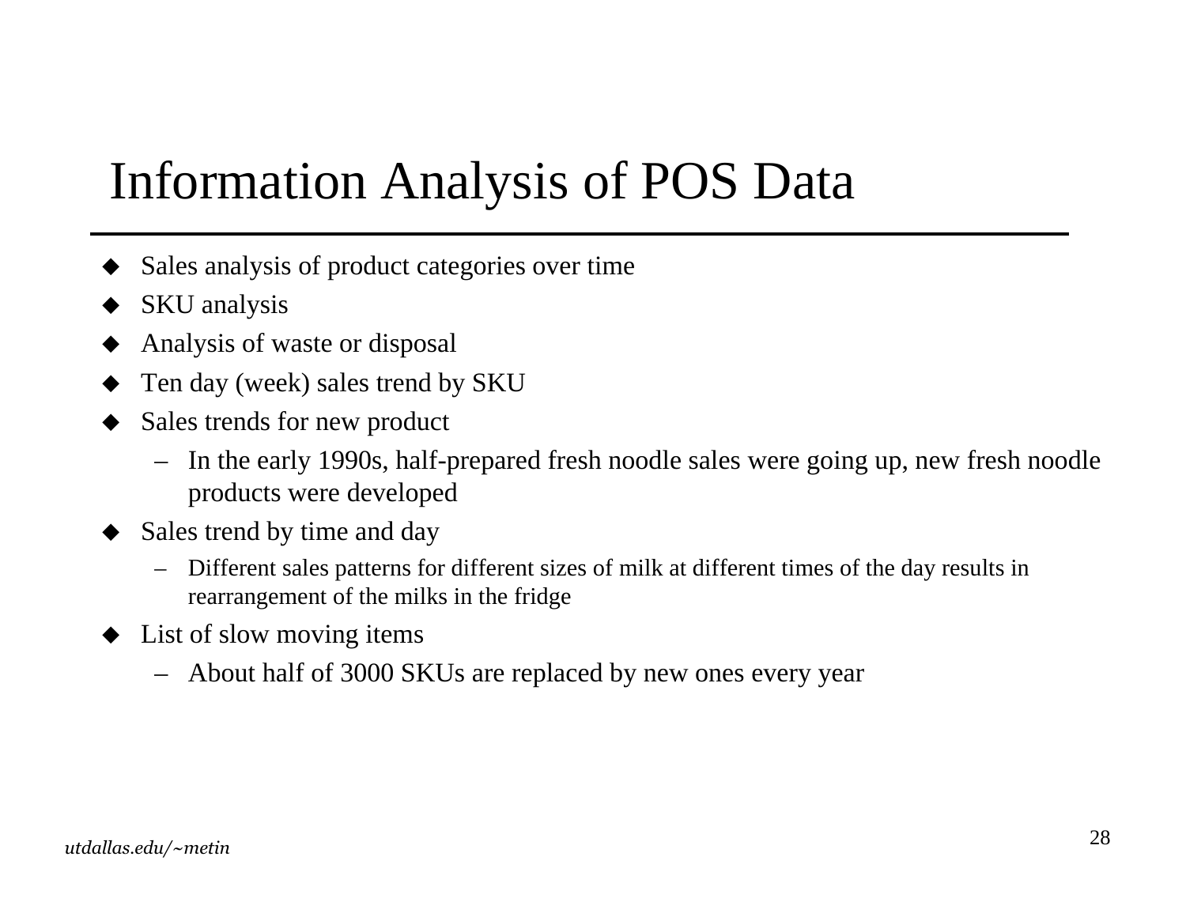# Information Analysis of POS Data

- Sales analysis of product categories over time
- SKU analysis
- Analysis of waste or disposal
- Ten day (week) sales trend by SKU
- Sales trends for new product
  - In the early 1990s, half-prepared fresh noodle sales were going up, new fresh noodle products were developed
- Sales trend by time and day
  - Different sales patterns for different sizes of milk at different times of the day results in rearrangement of the milks in the fridge
- List of slow moving items
  - About half of 3000 SKUs are replaced by new ones every year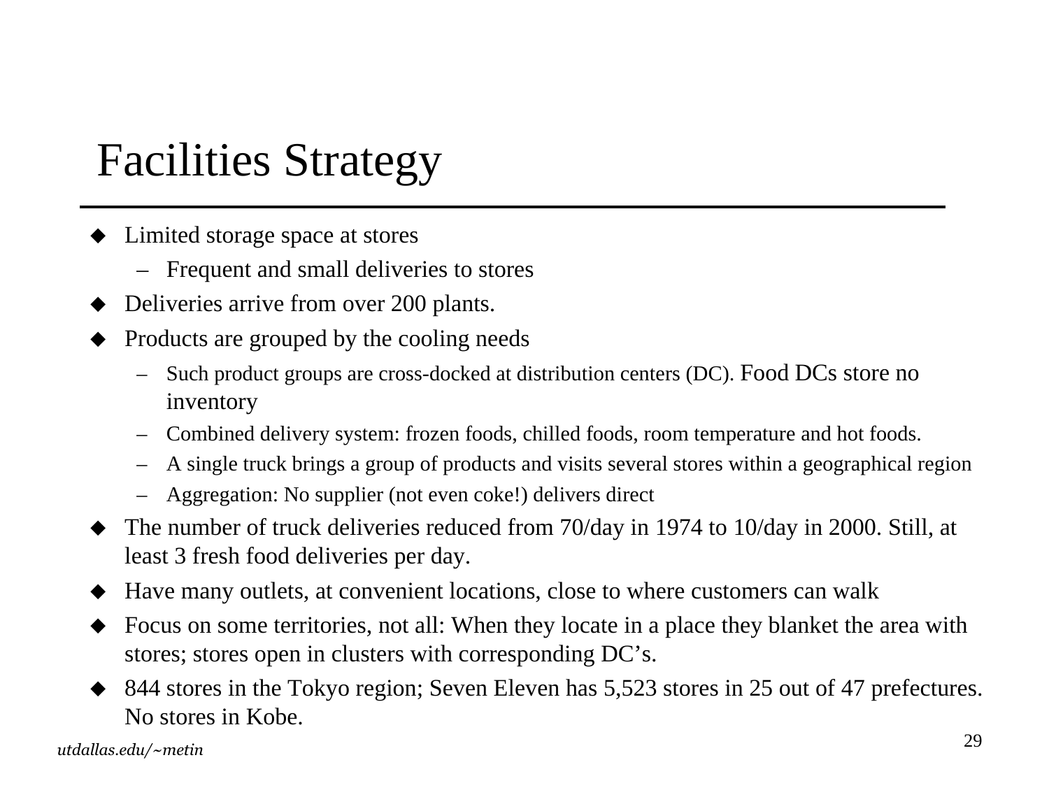# Facilities Strategy

- Limited storage space at stores
  - Frequent and small deliveries to stores
- Deliveries arrive from over 200 plants.
- Products are grouped by the cooling needs
  - Such product groups are cross-docked at distribution centers (DC). Food DCs store no inventory
  - Combined delivery system: frozen foods, chilled foods, room temperature and hot foods.
  - A single truck brings a group of products and visits several stores within a geographical region
  - Aggregation: No supplier (not even coke!) delivers direct
- The number of truck deliveries reduced from 70/day in 1974 to 10/day in 2000. Still, at least 3 fresh food deliveries per day.
- Have many outlets, at convenient locations, close to where customers can walk
- Focus on some territories, not all: When they locate in a place they blanket the area with stores; stores open in clusters with corresponding DC's.
- 844 stores in the Tokyo region; Seven Eleven has 5,523 stores in 25 out of 47 prefectures. No stores in Kobe.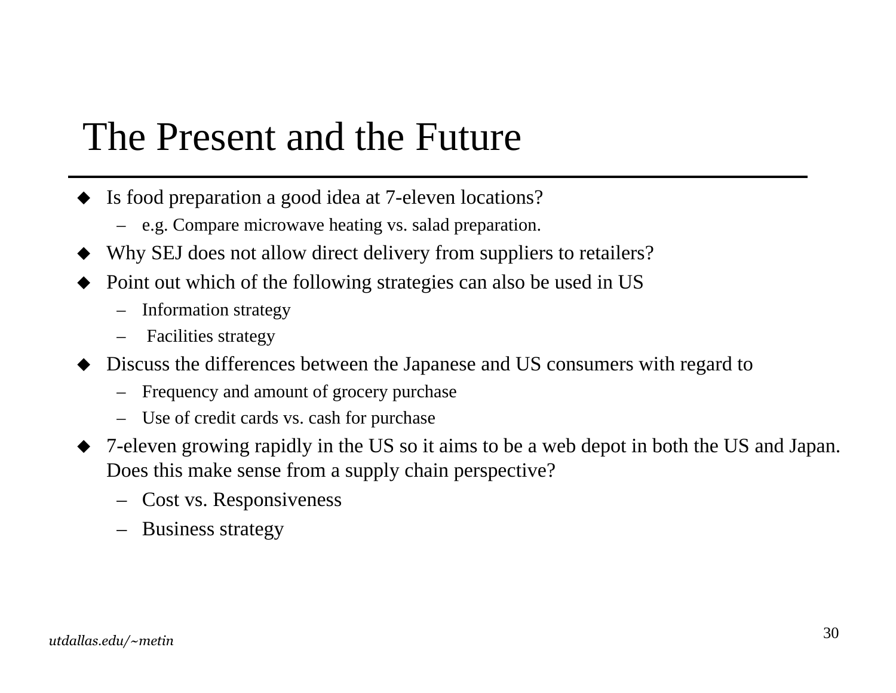# The Present and the Future

- Is food preparation a good idea at 7-eleven locations?
  - e.g. Compare microwave heating vs. salad preparation.
- Why SEJ does not allow direct delivery from suppliers to retailers?
- Point out which of the following strategies can also be used in US
  - Information strategy
  - Facilities strategy
- Discuss the differences between the Japanese and US consumers with regard to
  - Frequency and amount of grocery purchase
  - Use of credit cards vs. cash for purchase
- 7-eleven growing rapidly in the US so it aims to be a web depot in both the US and Japan. Does this make sense from a supply chain perspective?
  - Cost vs. Responsiveness
  - Business strategy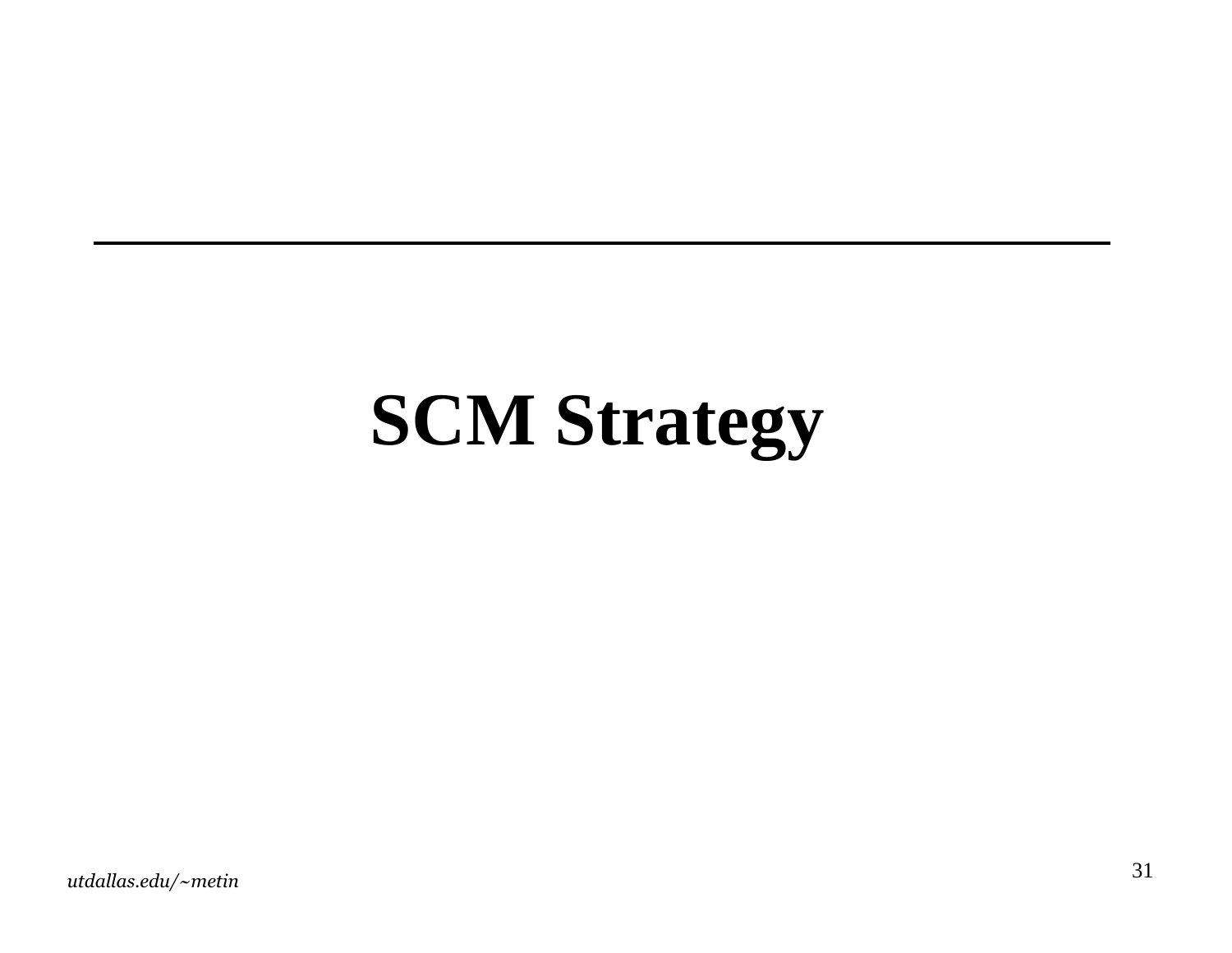# SCM Strategy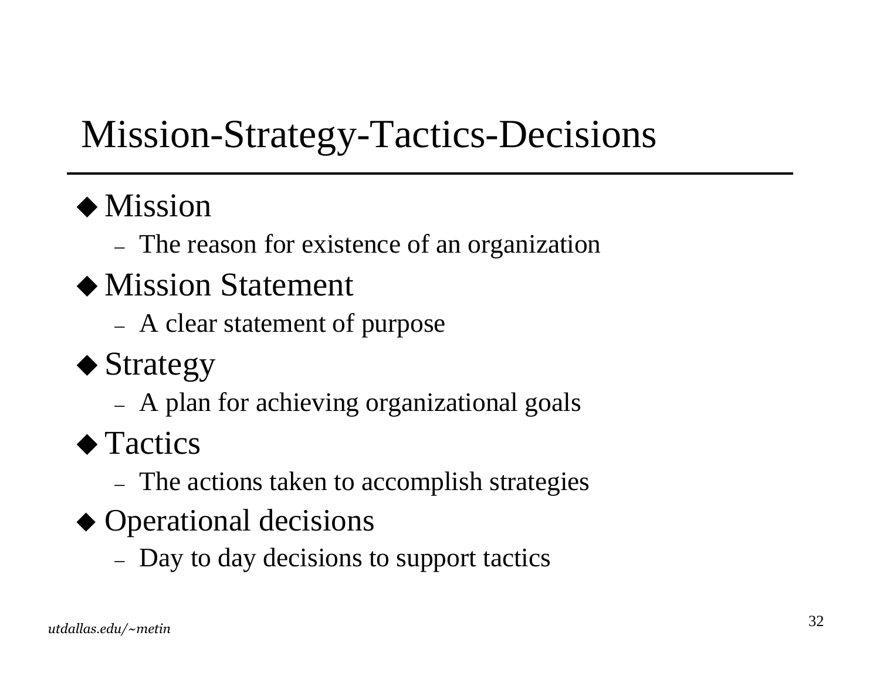# Mission-Strategy-Tactics-Decisions

- Mission
  - The reason for existence of an organization
- Mission Statement
  - A clear statement of purpose
- Strategy
  - A plan for achieving organizational goals
- Tactics
  - The actions taken to accomplish strategies
- Operational decisions
  - Day to day decisions to support tactics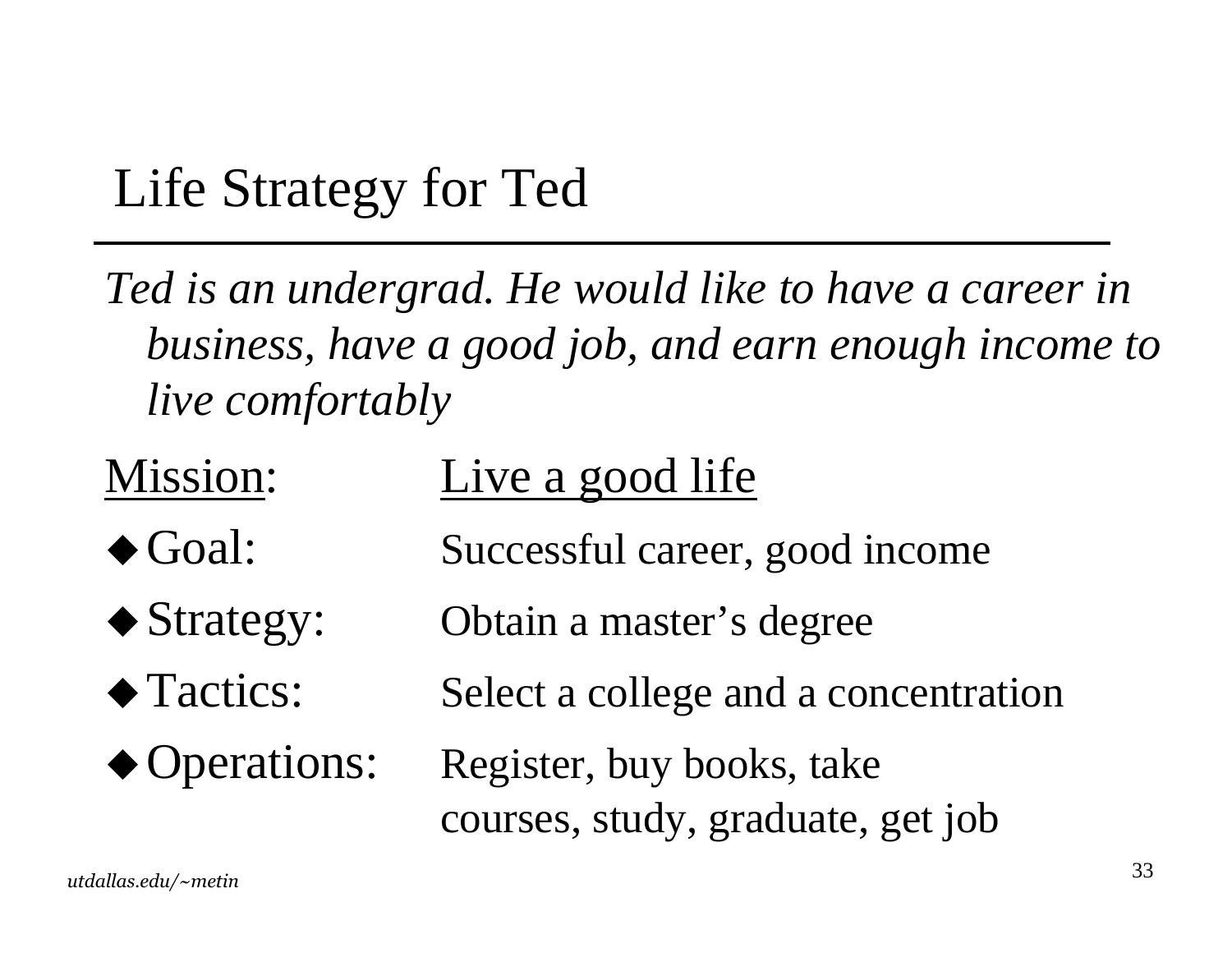# Life Strategy for Ted

*Ted is an undergrad. He would like to have a career in business, have a good job, and earn enough income to live comfortably*

Mission: Live a good life

- Goal: Successful career, good income
- Strategy: Obtain a master's degree
- Tactics: Select a college and a concentration
- Operations: Register, buy books, take courses, study, graduate, get job

*utdallas.edu/~metin*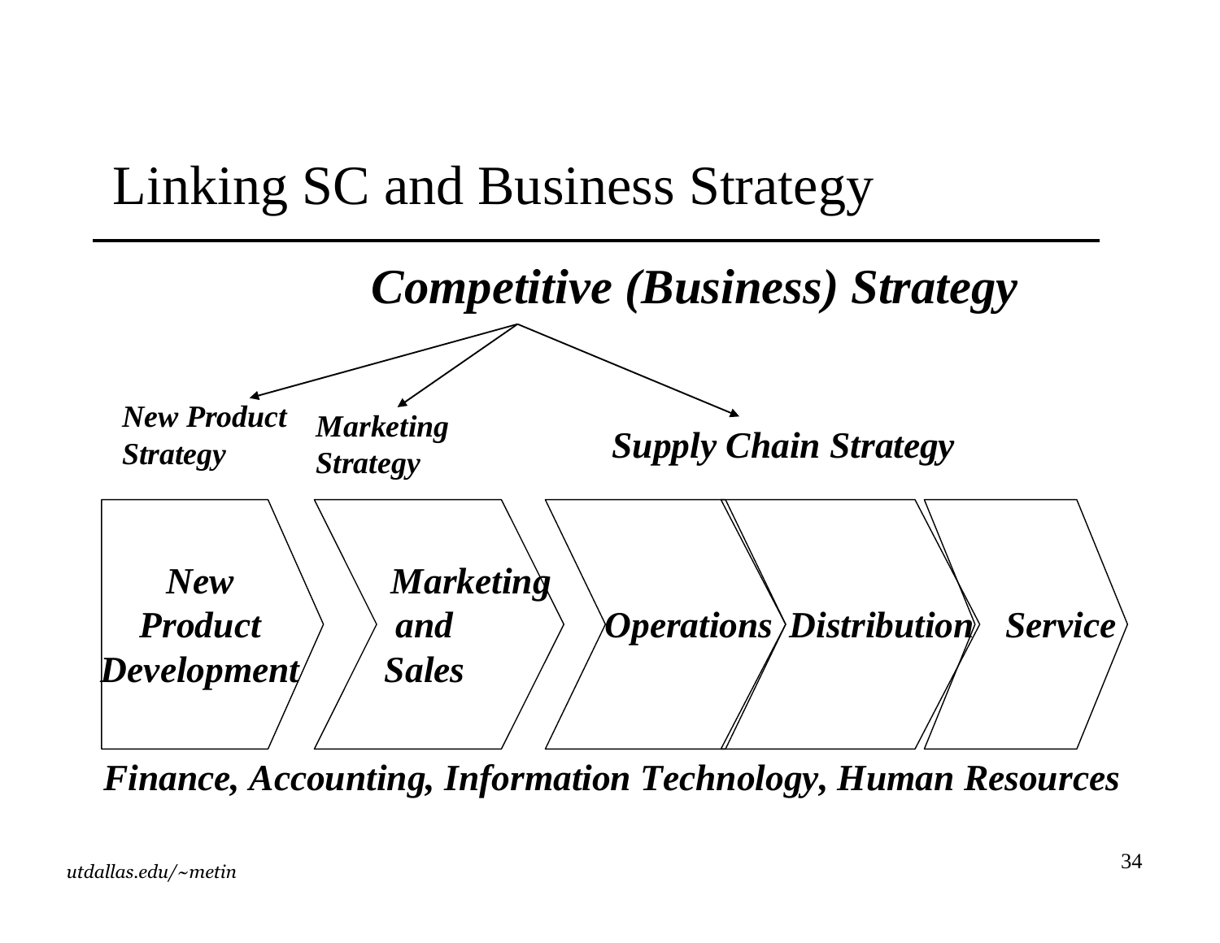# Linking SC and Business Strategy

***Competitive (Business) Strategy***

***New Product Strategy*** | ***Marketing Strategy*** | ***Supply Chain Strategy***

***New Product Development*** → ***Marketing and Sales*** → ***Operations*** → ***Distribution*** → ***Service***

***Finance, Accounting, Information Technology, Human Resources***

*utdallas.edu/~metin*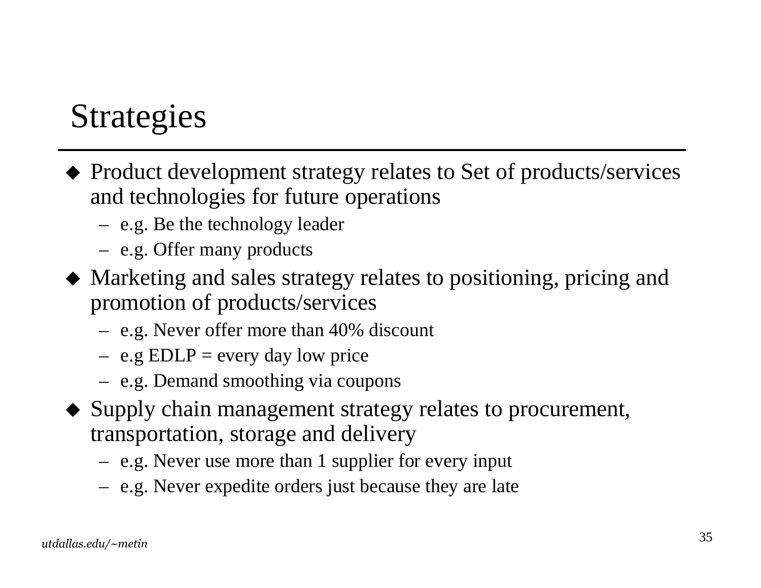# Strategies

- Product development strategy relates to Set of products/services and technologies for future operations
  - e.g. Be the technology leader
  - e.g. Offer many products
- Marketing and sales strategy relates to positioning, pricing and promotion of products/services
  - e.g. Never offer more than 40% discount
  - e.g EDLP = every day low price
  - e.g. Demand smoothing via coupons
- Supply chain management strategy relates to procurement, transportation, storage and delivery
  - e.g. Never use more than 1 supplier for every input
  - e.g. Never expedite orders just because they are late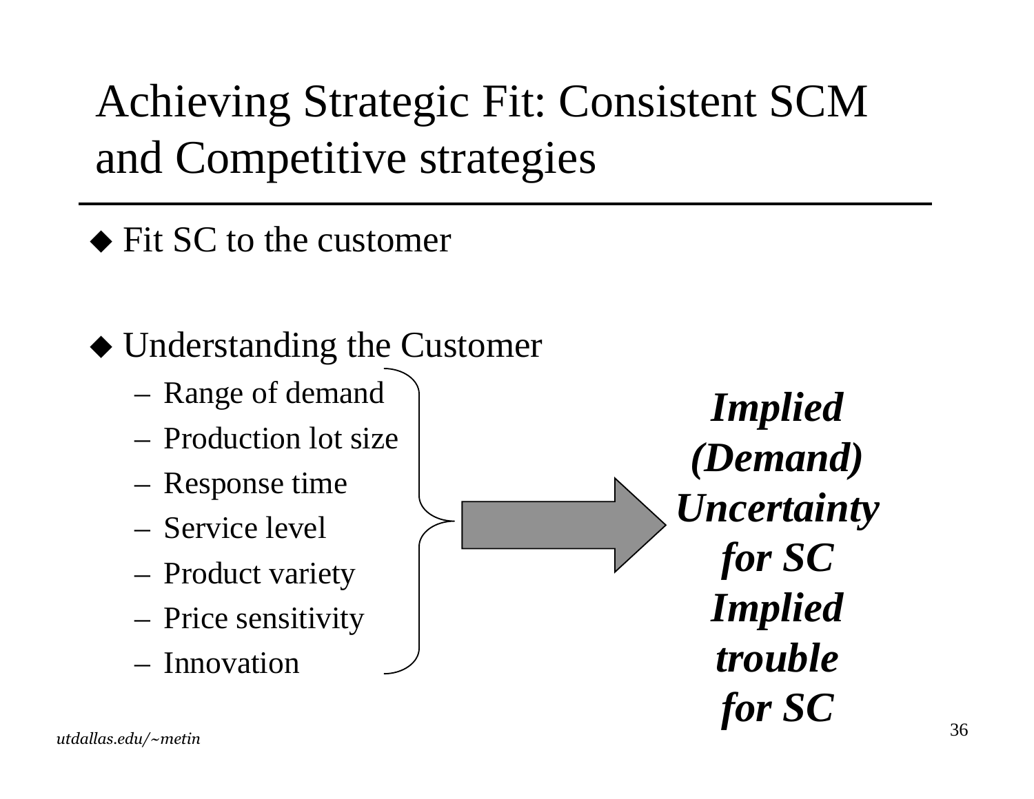# Achieving Strategic Fit: Consistent SCM and Competitive strategies

- Fit SC to the customer

- Understanding the Customer
  - Range of demand
  - Production lot size
  - Response time
  - Service level
  - Product variety
  - Price sensitivity
  - Innovation

→ ***Implied (Demand) Uncertainty for SC***
***Implied trouble for SC***

*utdallas.edu/~metin*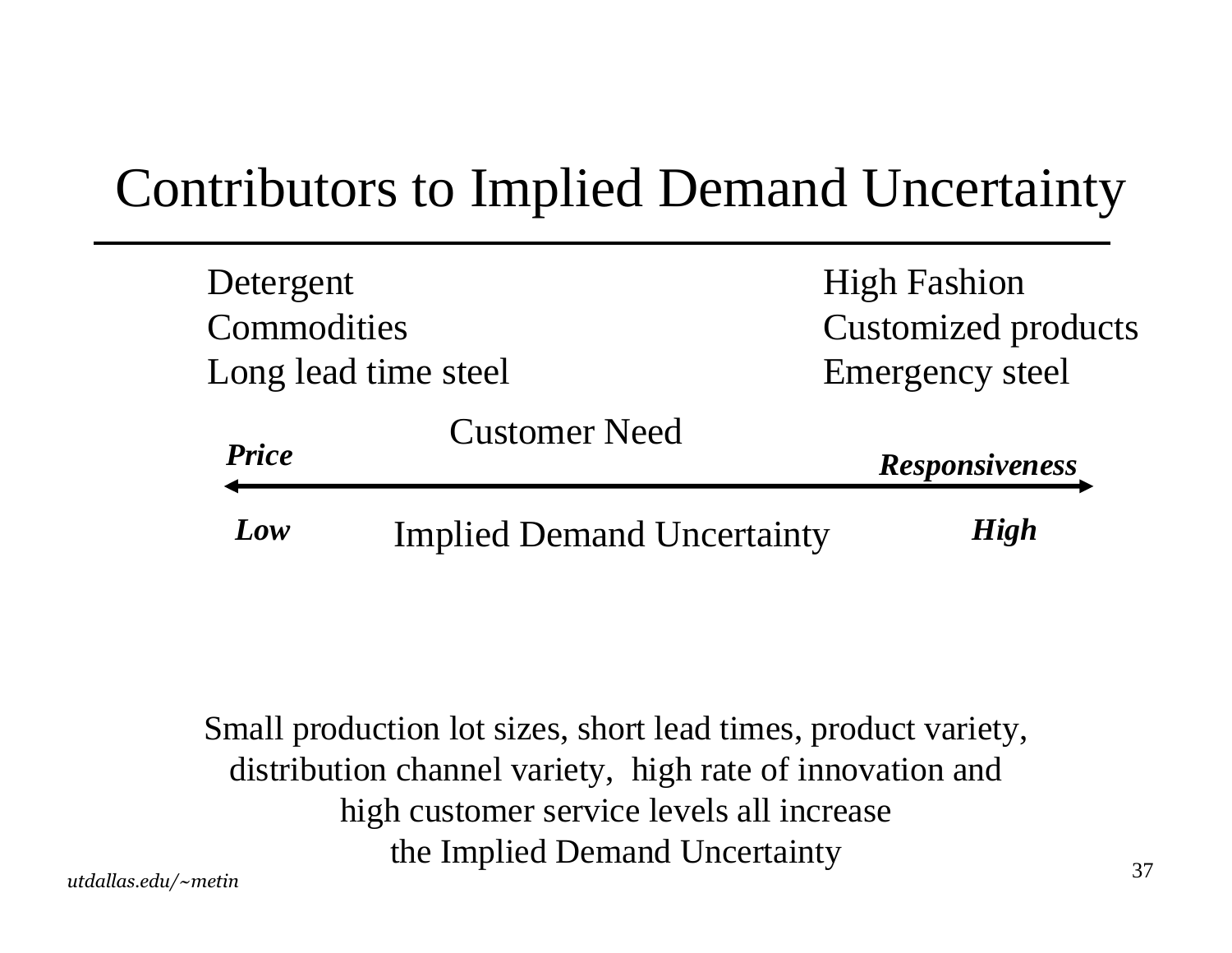# Contributors to Implied Demand Uncertainty

| Low end | High end |
| --- | --- |
| Detergent | High Fashion |
| Commodities | Customized products |
| Long lead time steel | Emergency steel |

Customer Need

***Price*** ⟷ ***Responsiveness***

***Low*** Implied Demand Uncertainty ***High***

Small production lot sizes, short lead times, product variety, distribution channel variety, high rate of innovation and high customer service levels all increase the Implied Demand Uncertainty

*utdallas.edu/~metin*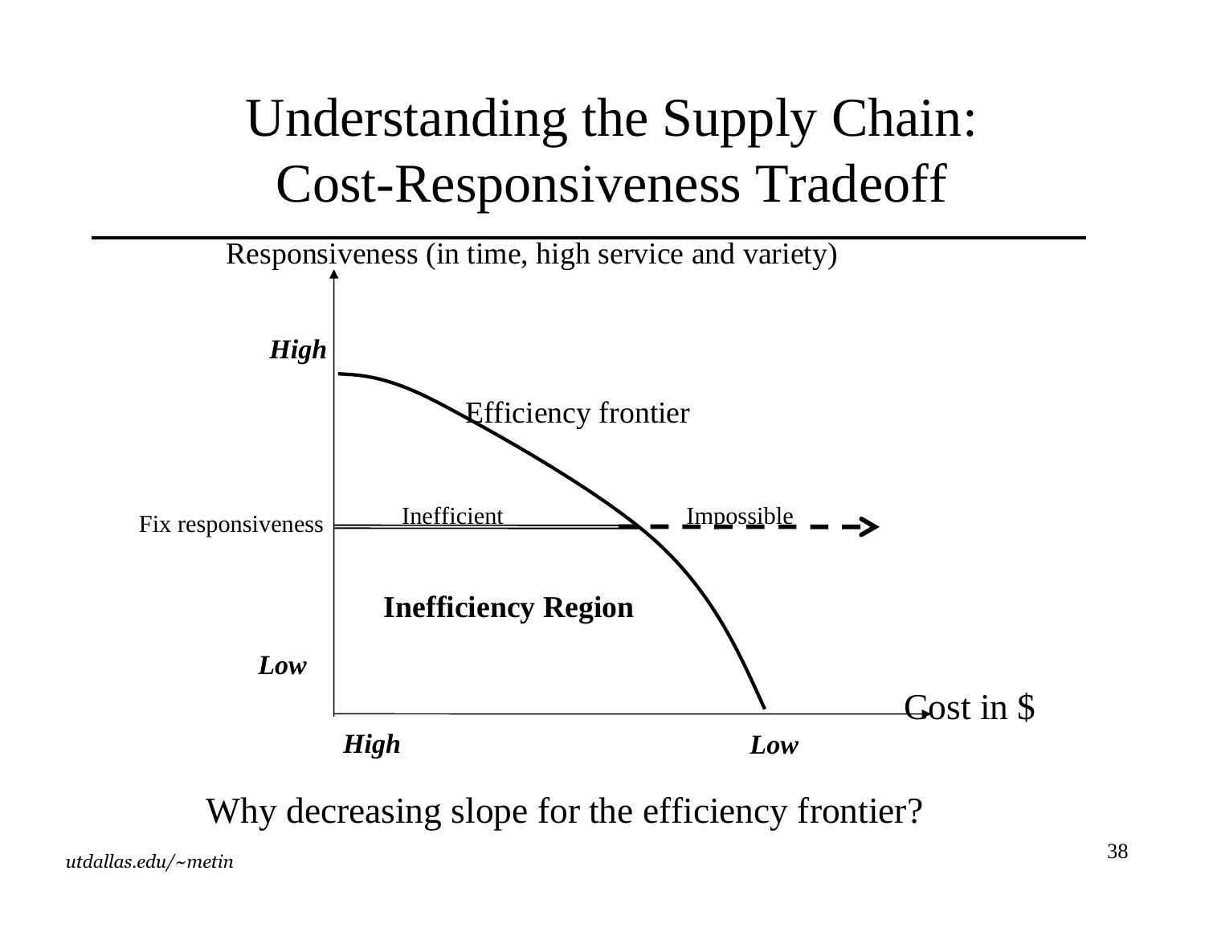# Understanding the Supply Chain: Cost-Responsiveness Tradeoff

Responsiveness (in time, high service and variety)

*High*

Efficiency frontier

Fix responsiveness

Inefficient

Impossible

**Inefficiency Region**

*Low*

Cost in $

*High*

*Low*

Why decreasing slope for the efficiency frontier?

*utdallas.edu/~metin*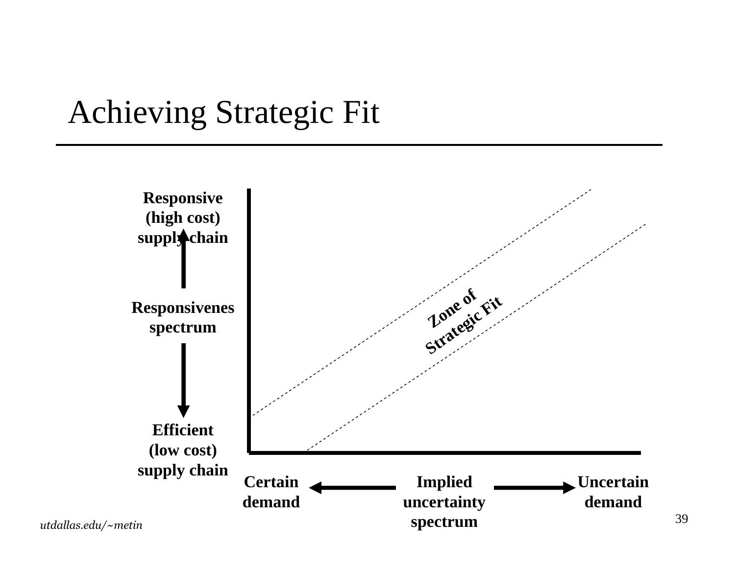# Achieving Strategic Fit

Responsive (high cost) supply chain

Responsivenes spectrum

Efficient (low cost) supply chain

*Zone of Strategic Fit*

Certain demand ← Implied uncertainty spectrum → Uncertain demand

*utdallas.edu/~metin*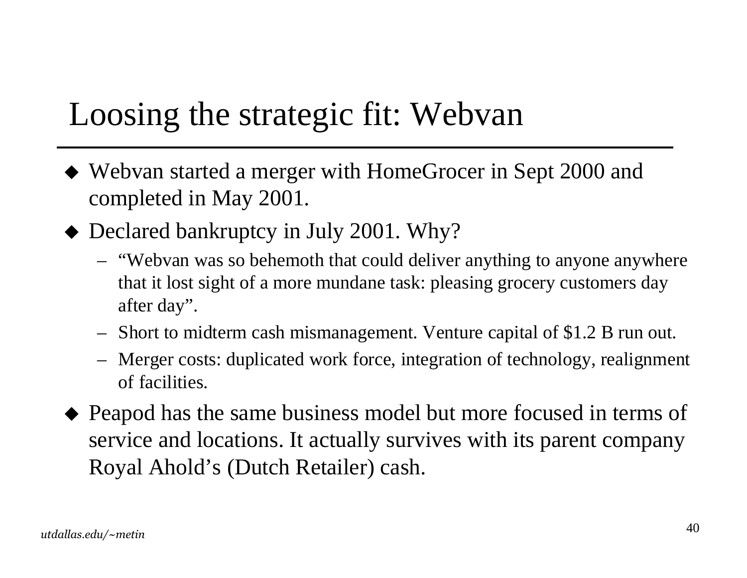# Loosing the strategic fit: Webvan

- Webvan started a merger with HomeGrocer in Sept 2000 and completed in May 2001.
- Declared bankruptcy in July 2001. Why?
  - "Webvan was so behemoth that could deliver anything to anyone anywhere that it lost sight of a more mundane task: pleasing grocery customers day after day".
  - Short to midterm cash mismanagement. Venture capital of $1.2 B run out.
  - Merger costs: duplicated work force, integration of technology, realignment of facilities.
- Peapod has the same business model but more focused in terms of service and locations. It actually survives with its parent company Royal Ahold's (Dutch Retailer) cash.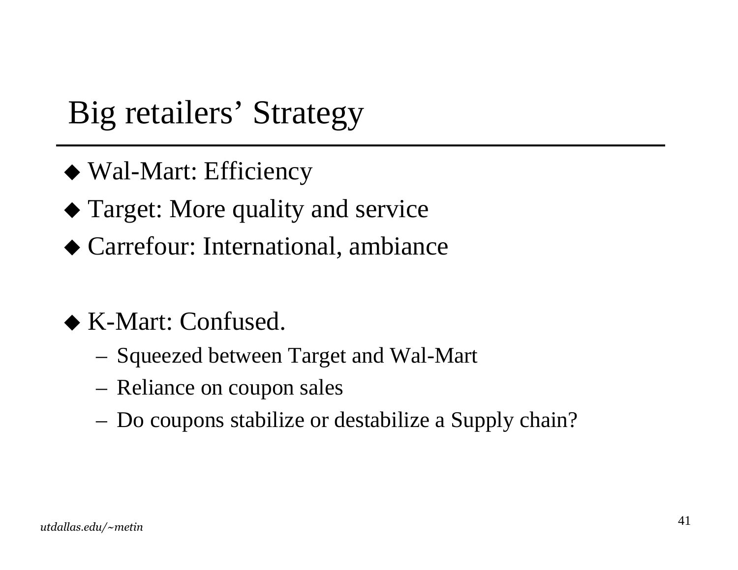# Big retailers' Strategy

- Wal-Mart: Efficiency
- Target: More quality and service
- Carrefour: International, ambiance

- K-Mart: Confused.
  - Squeezed between Target and Wal-Mart
  - Reliance on coupon sales
  - Do coupons stabilize or destabilize a Supply chain?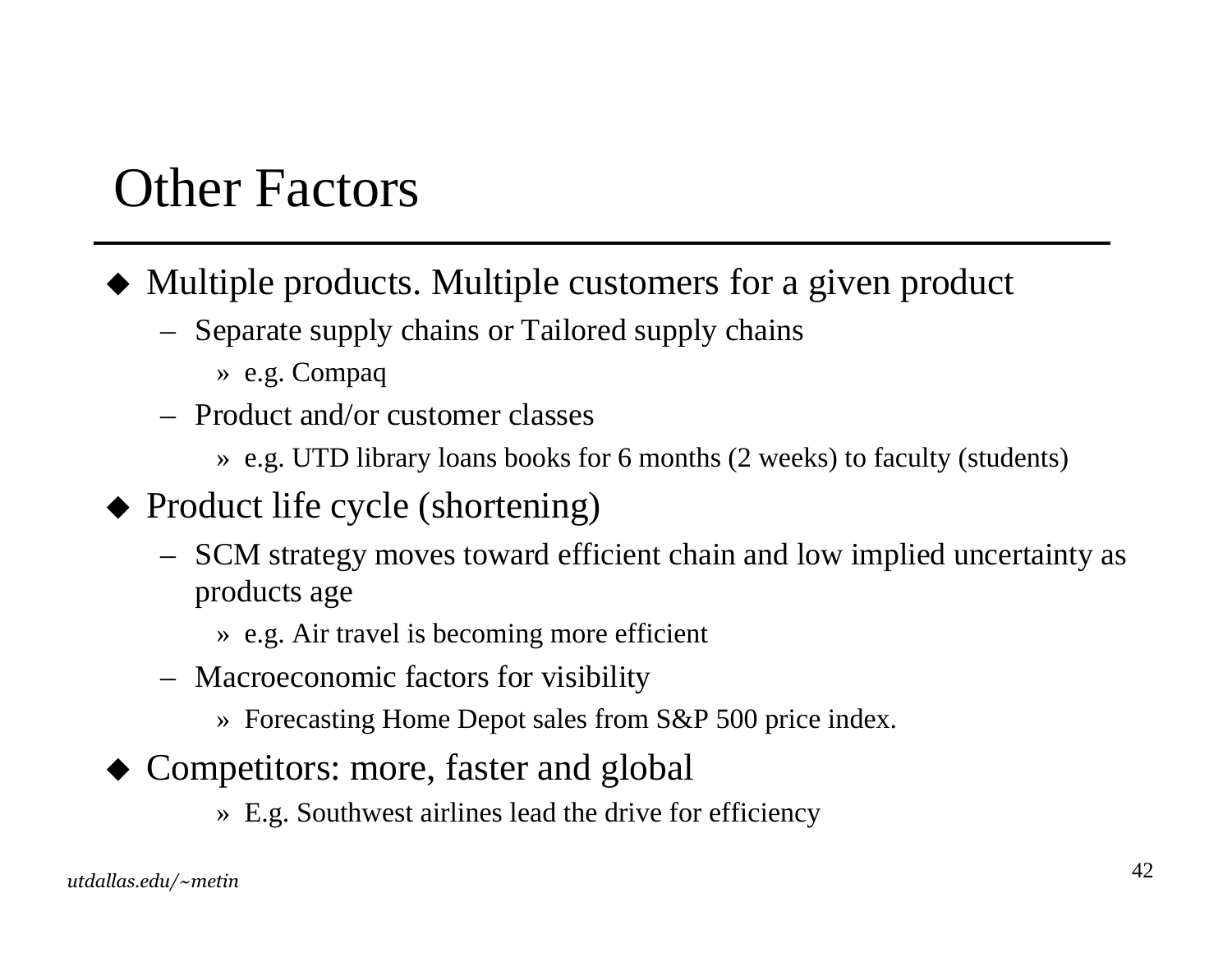# Other Factors

- Multiple products. Multiple customers for a given product
  - Separate supply chains or Tailored supply chains
    - » e.g. Compaq
  - Product and/or customer classes
    - » e.g. UTD library loans books for 6 months (2 weeks) to faculty (students)
- Product life cycle (shortening)
  - SCM strategy moves toward efficient chain and low implied uncertainty as products age
    - » e.g. Air travel is becoming more efficient
  - Macroeconomic factors for visibility
    - » Forecasting Home Depot sales from S&P 500 price index.
- Competitors: more, faster and global
    - » E.g. Southwest airlines lead the drive for efficiency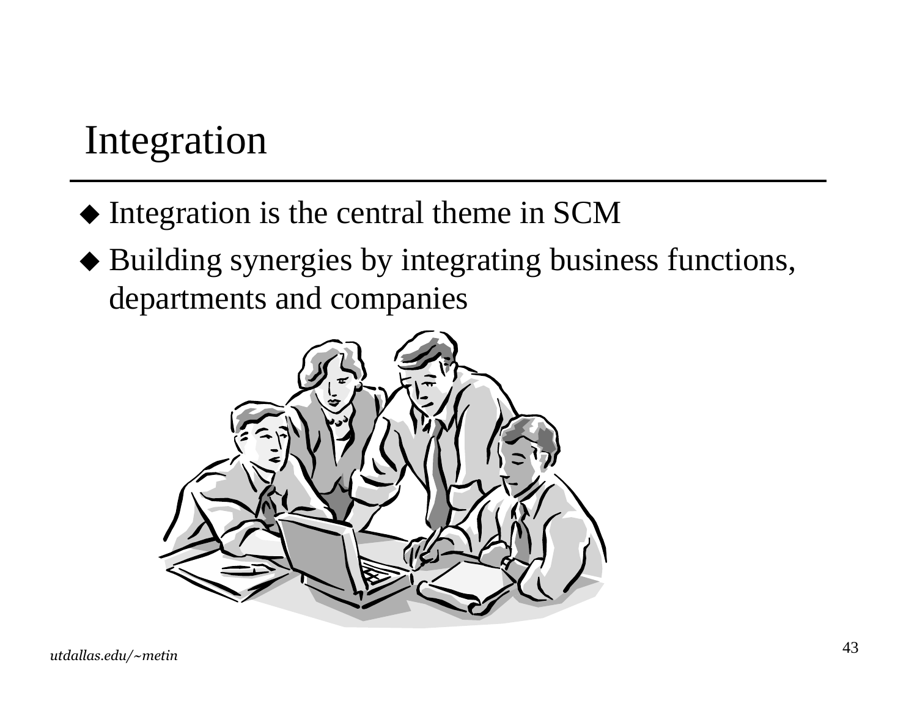# Integration

- Integration is the central theme in SCM
- Building synergies by integrating business functions, departments and companies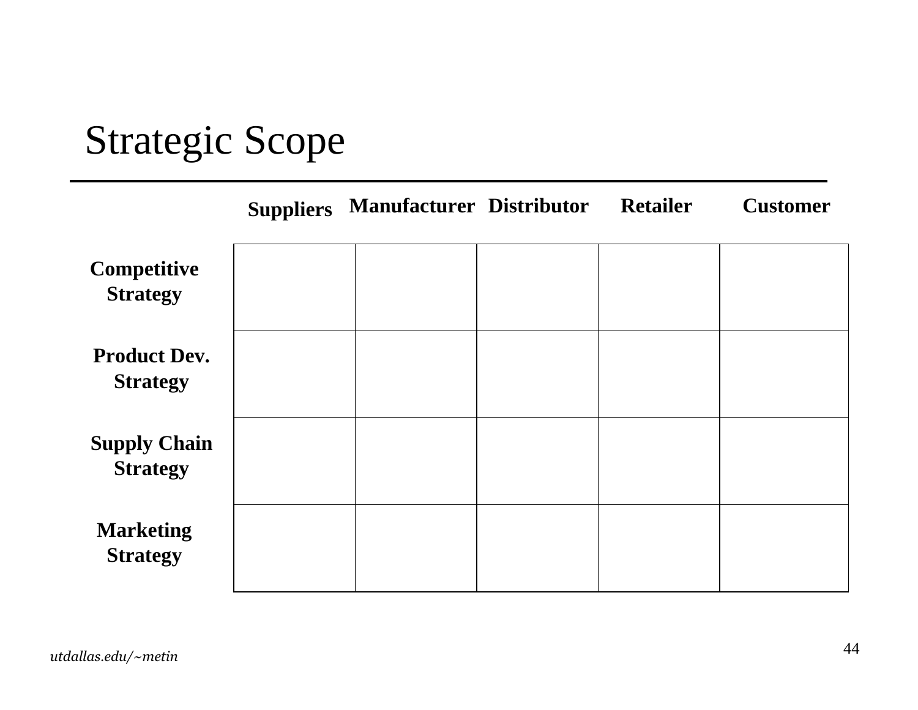# Strategic Scope

| | Suppliers | Manufacturer | Distributor | Retailer | Customer |
|---|---|---|---|---|---|
| **Competitive Strategy** | | | | | |
| **Product Dev. Strategy** | | | | | |
| **Supply Chain Strategy** | | | | | |
| **Marketing Strategy** | | | | | |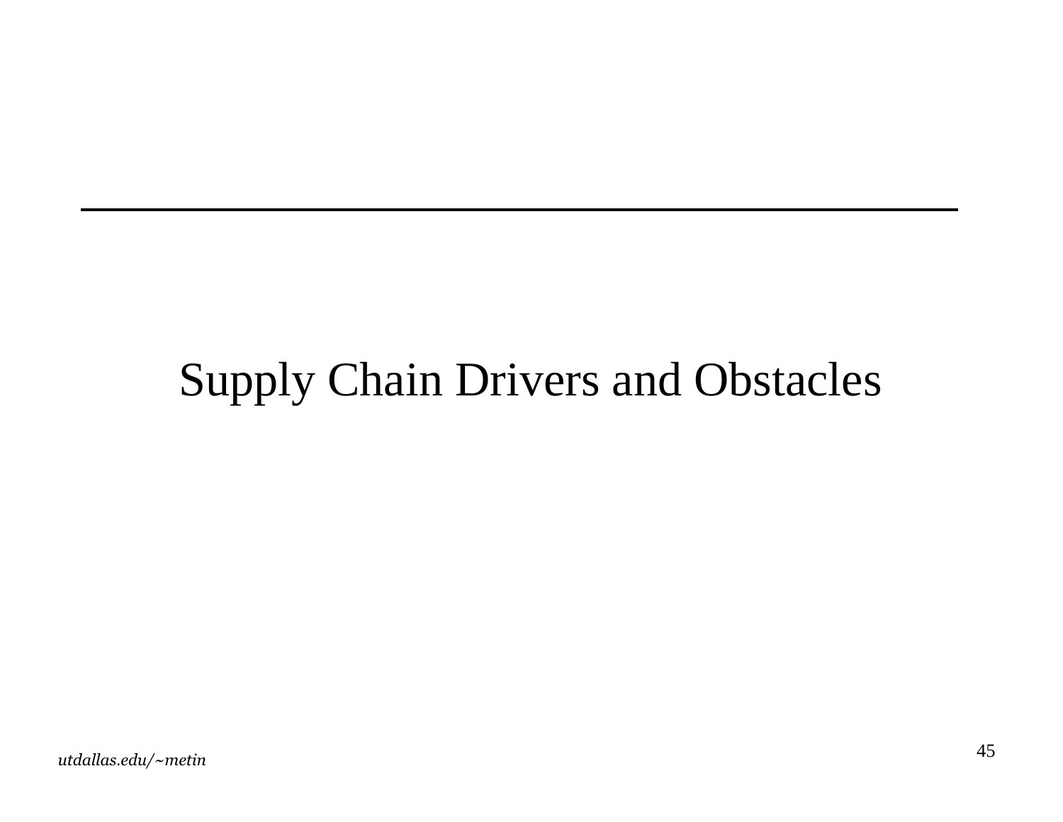# Supply Chain Drivers and Obstacles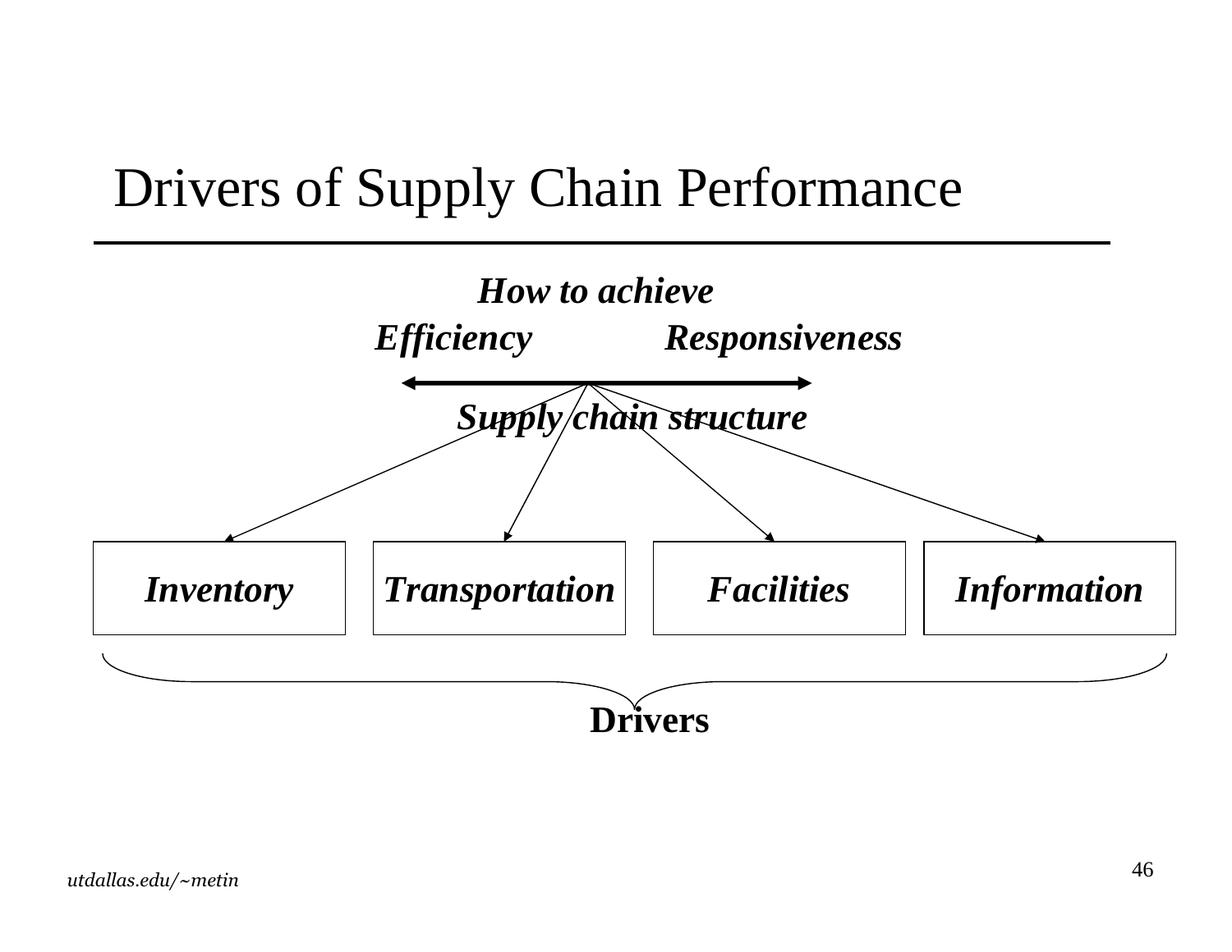# Drivers of Supply Chain Performance

***How to achieve***

***Efficiency*** ⟷ ***Responsiveness***

***Supply chain structure***

| *Inventory* | *Transportation* | *Facilities* | *Information* |
|---|---|---|---|

**Drivers**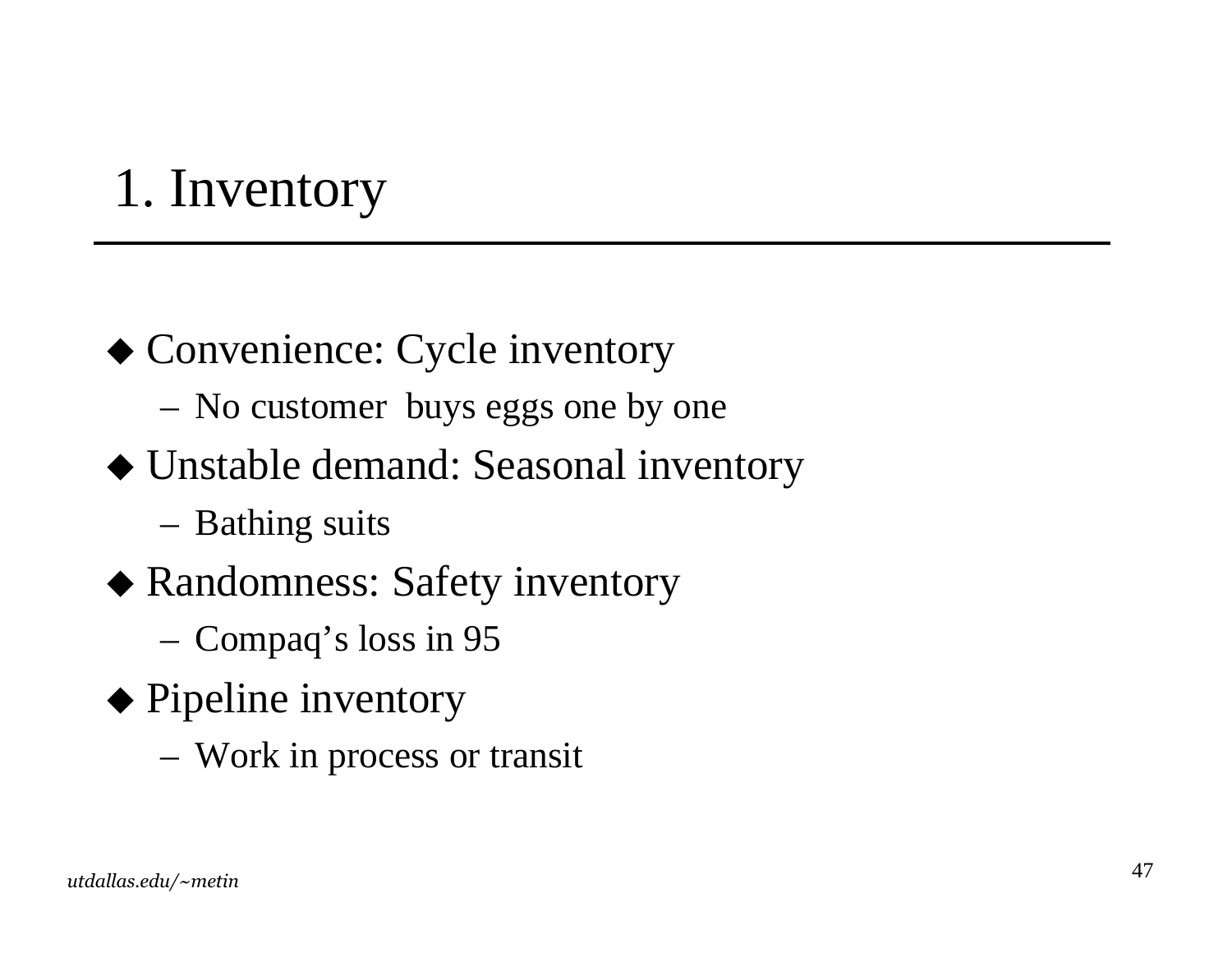# 1. Inventory

- Convenience: Cycle inventory
  - No customer buys eggs one by one
- Unstable demand: Seasonal inventory
  - Bathing suits
- Randomness: Safety inventory
  - Compaq’s loss in 95
- Pipeline inventory
  - Work in process or transit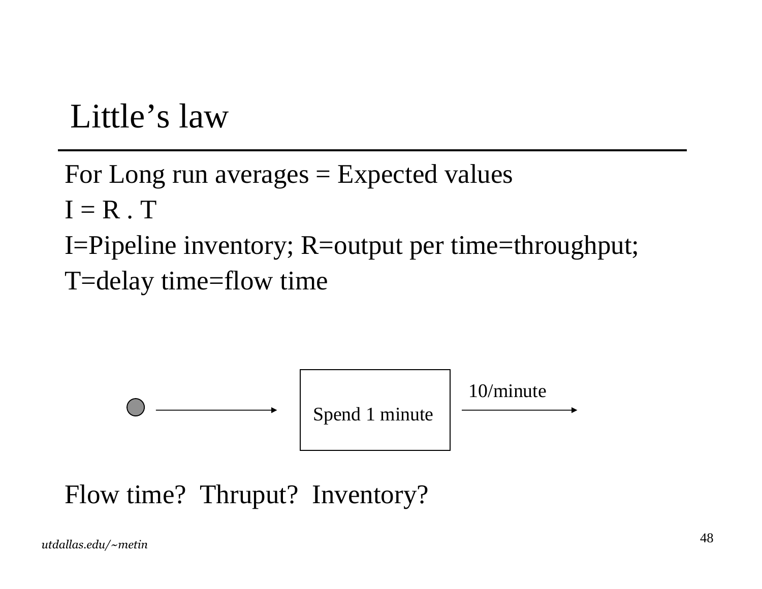# Little's law

For Long run averages = Expected values

I = R . T

I=Pipeline inventory; R=output per time=throughput;

T=delay time=flow time

Spend 1 minute

10/minute

Flow time? Thruput? Inventory?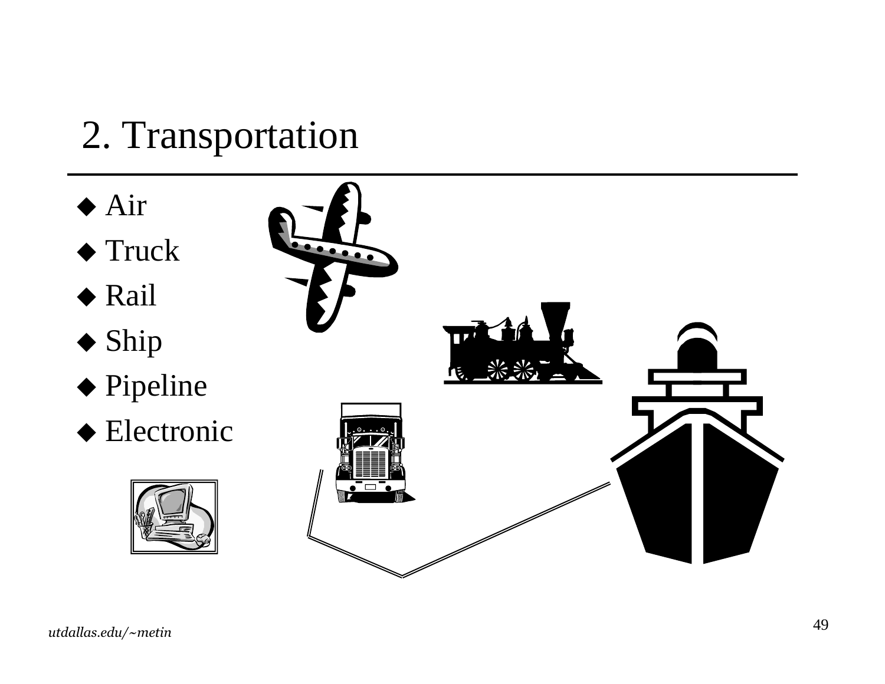# 2. Transportation

- Air
- Truck
- Rail
- Ship
- Pipeline
- Electronic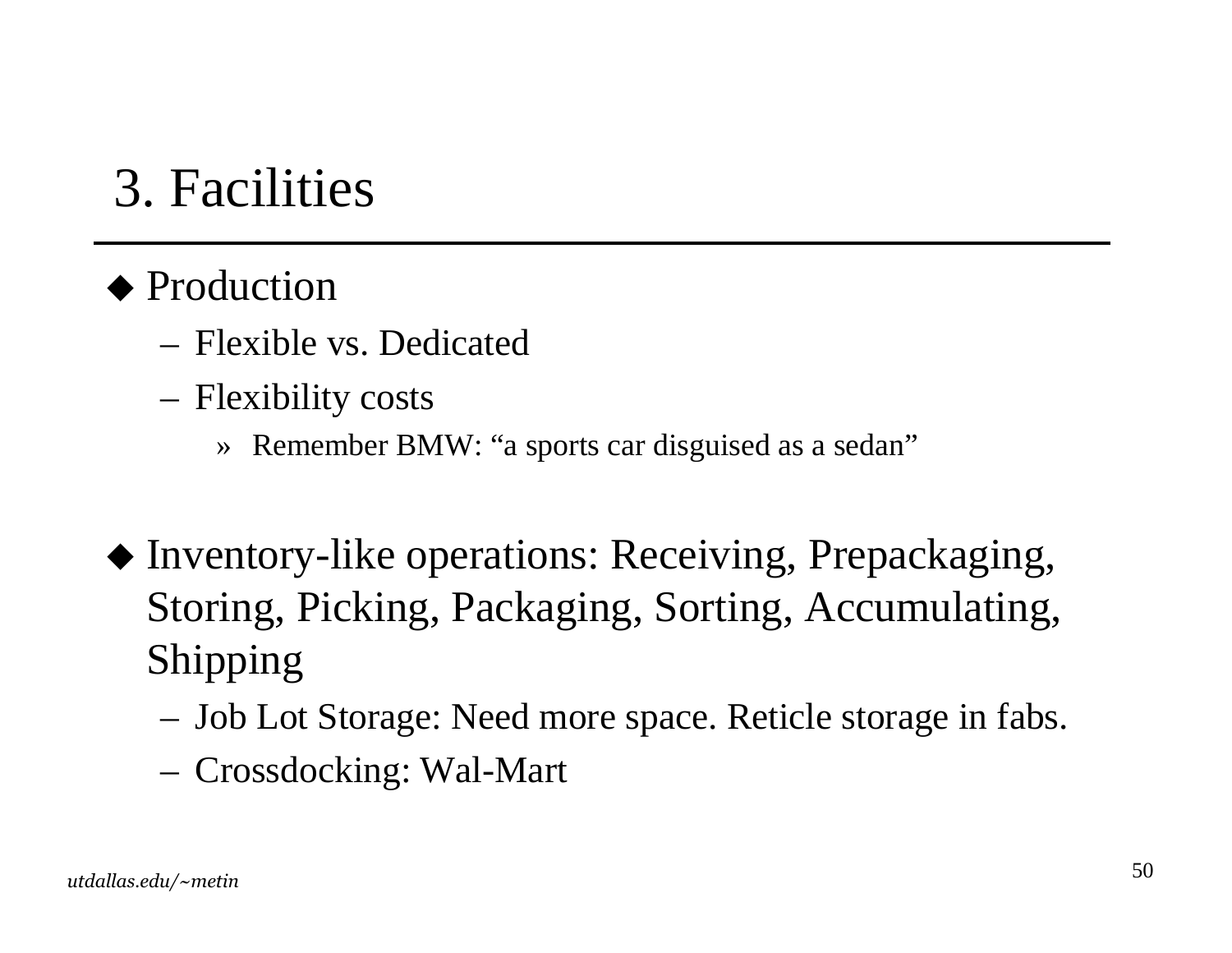# 3. Facilities

- Production
  - Flexible vs. Dedicated
  - Flexibility costs
    - Remember BMW: “a sports car disguised as a sedan”

- Inventory-like operations: Receiving, Prepackaging, Storing, Picking, Packaging, Sorting, Accumulating, Shipping
  - Job Lot Storage: Need more space. Reticle storage in fabs.
  - Crossdocking: Wal-Mart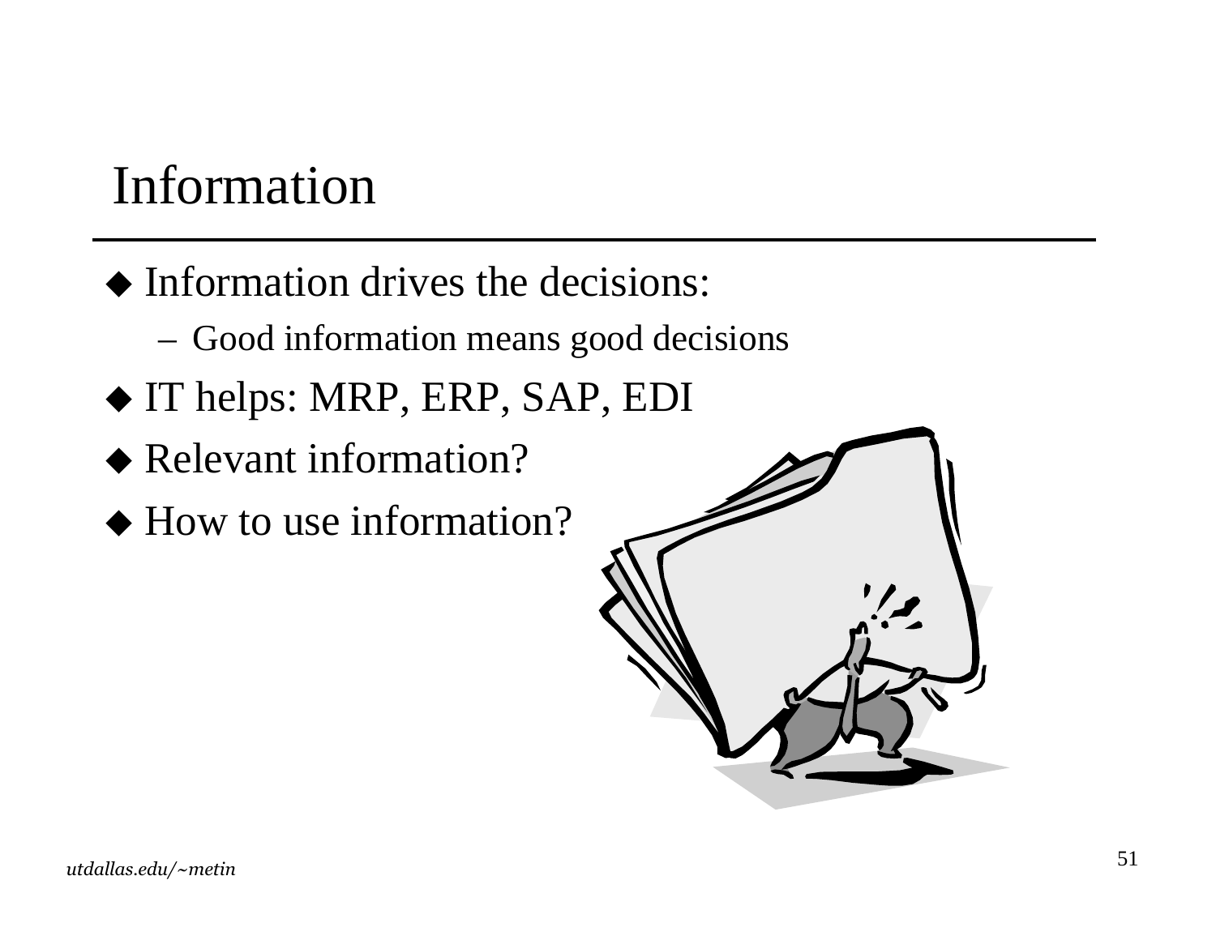# Information

- Information drives the decisions:
  - Good information means good decisions
- IT helps: MRP, ERP, SAP, EDI
- Relevant information?
- How to use information?

*utdallas.edu/~metin*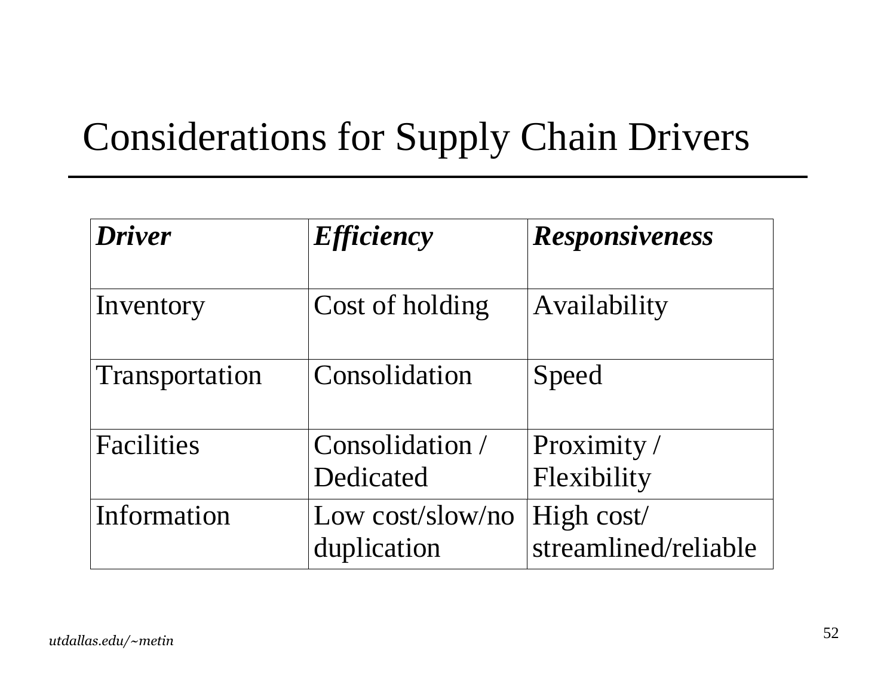# Considerations for Supply Chain Drivers

| ***Driver*** | ***Efficiency*** | ***Responsiveness*** |
|---|---|---|
| Inventory | Cost of holding | Availability |
| Transportation | Consolidation | Speed |
| Facilities | Consolidation / Dedicated | Proximity / Flexibility |
| Information | Low cost/slow/no duplication | High cost/ streamlined/reliable |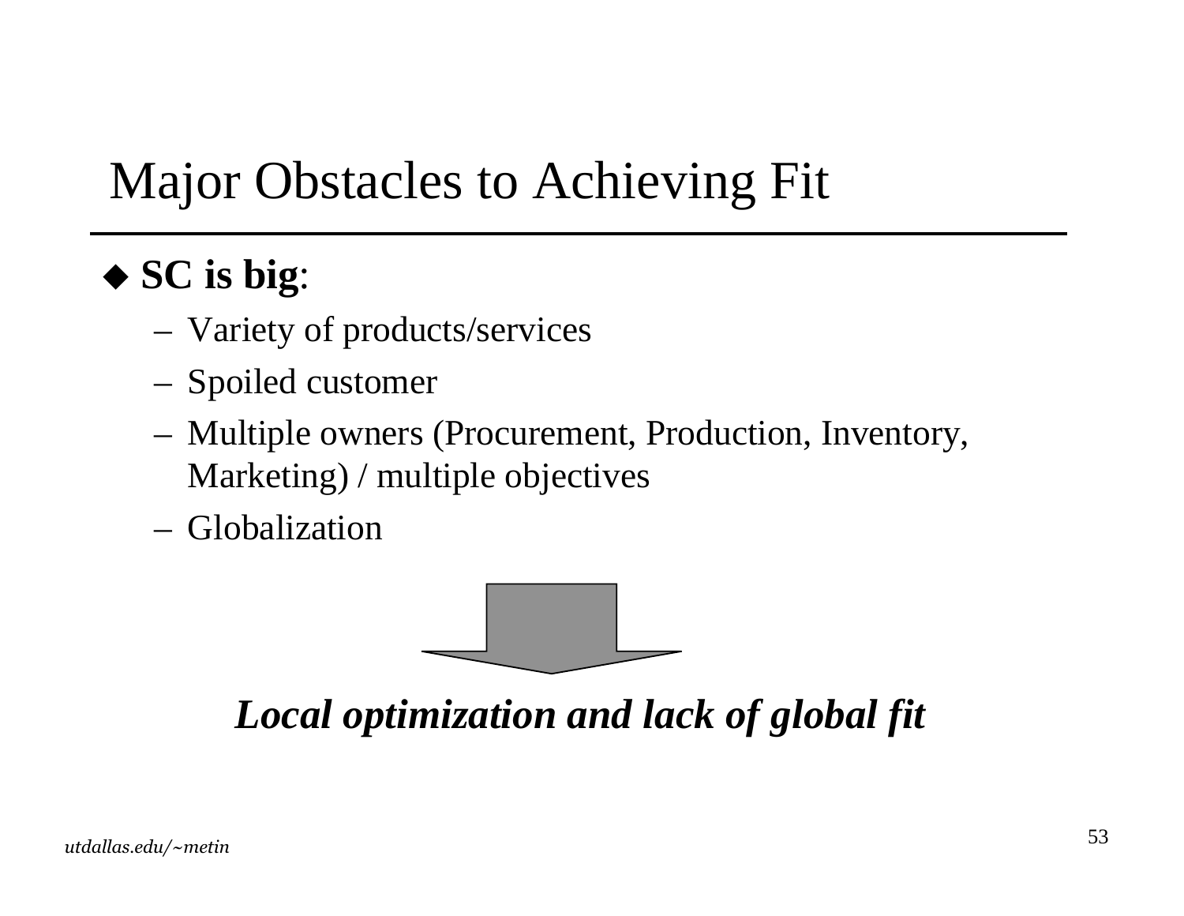# Major Obstacles to Achieving Fit

- **SC is big**:
  - Variety of products/services
  - Spoiled customer
  - Multiple owners (Procurement, Production, Inventory, Marketing) / multiple objectives
  - Globalization

***Local optimization and lack of global fit***

*utdallas.edu/~metin*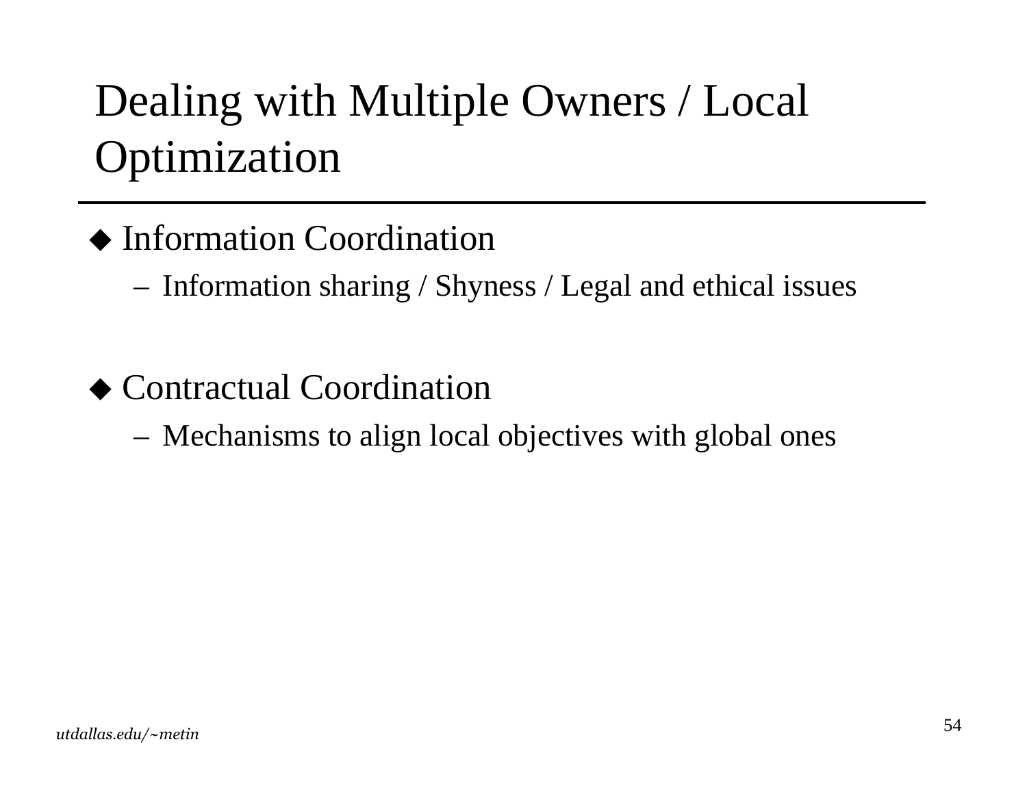# Dealing with Multiple Owners / Local Optimization

- Information Coordination
  - Information sharing / Shyness / Legal and ethical issues

- Contractual Coordination
  - Mechanisms to align local objectives with global ones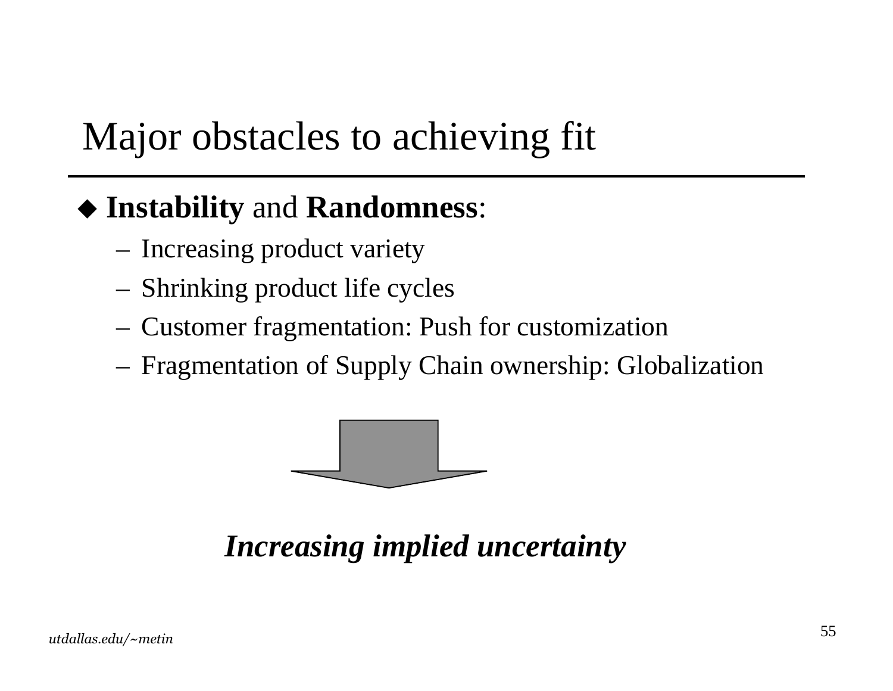# Major obstacles to achieving fit

- **Instability** and **Randomness**:
  - Increasing product variety
  - Shrinking product life cycles
  - Customer fragmentation: Push for customization
  - Fragmentation of Supply Chain ownership: Globalization

***Increasing implied uncertainty***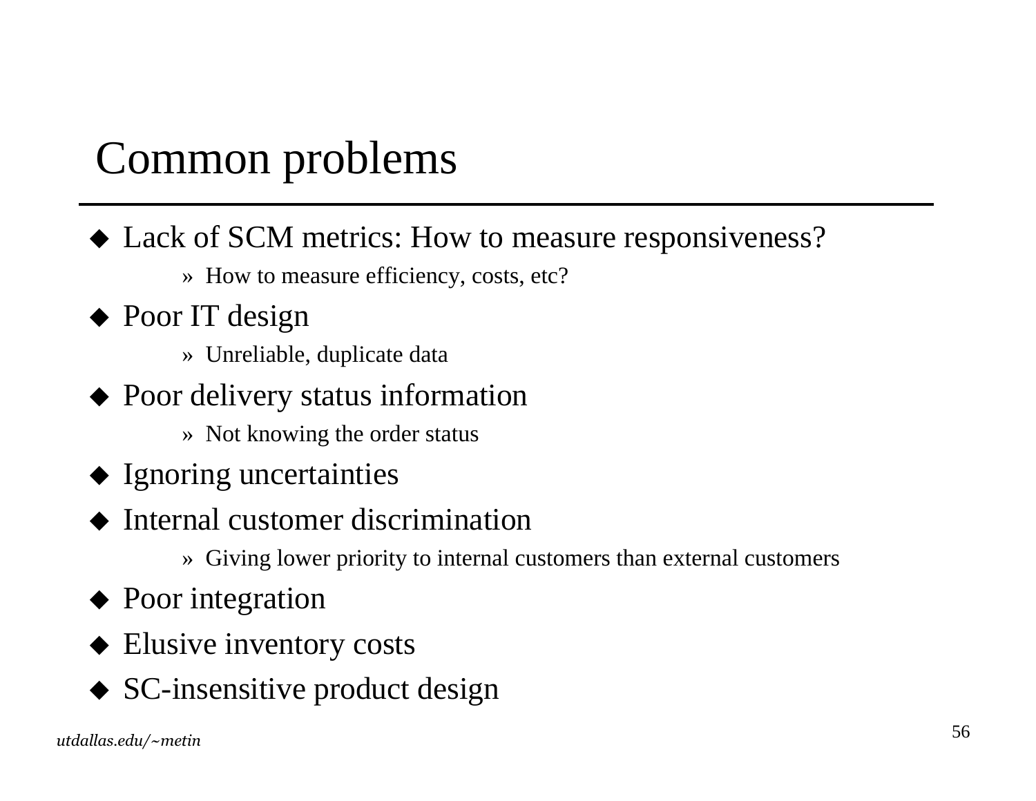# Common problems

- Lack of SCM metrics: How to measure responsiveness?
  - How to measure efficiency, costs, etc?
- Poor IT design
  - Unreliable, duplicate data
- Poor delivery status information
  - Not knowing the order status
- Ignoring uncertainties
- Internal customer discrimination
  - Giving lower priority to internal customers than external customers
- Poor integration
- Elusive inventory costs
- SC-insensitive product design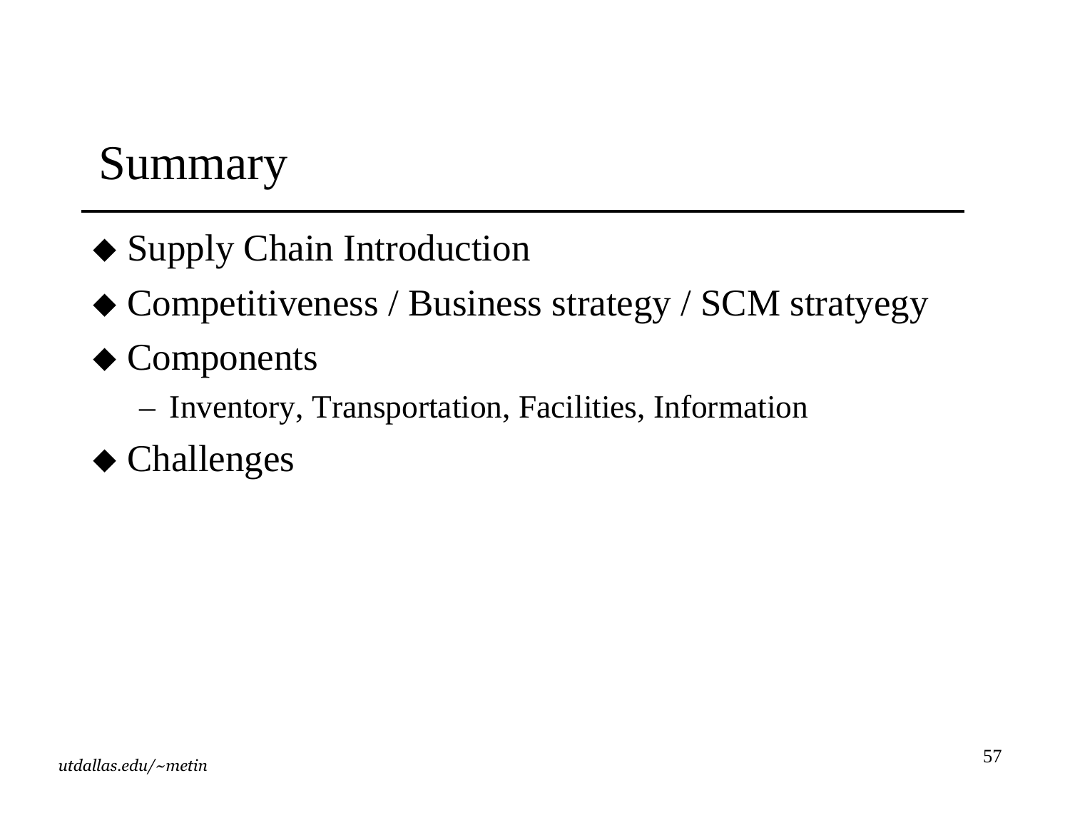# Summary

- Supply Chain Introduction
- Competitiveness / Business strategy / SCM stratyegy
- Components
  - Inventory, Transportation, Facilities, Information
- Challenges